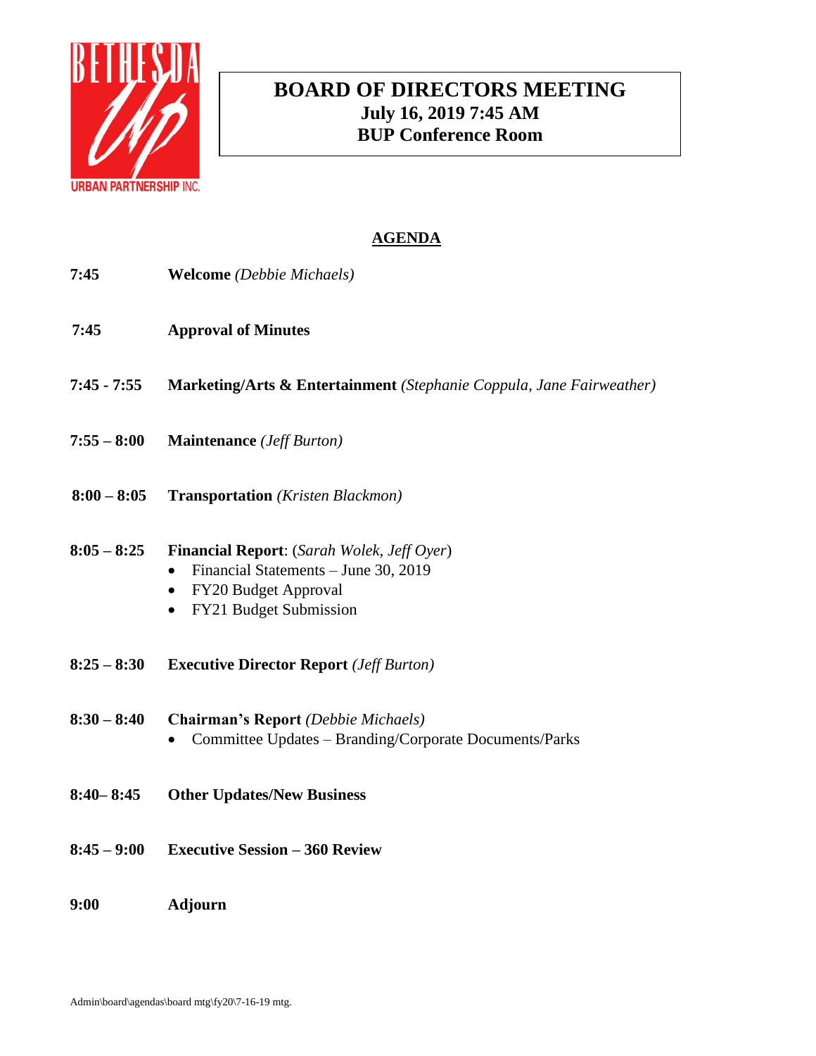BETHESDA Up URBAN PARTNERSHIP INC.

# BOARD OF DIRECTORS MEETING
**July 16, 2019 7:45 AM**
**BUP Conference Room**

## AGENDA

**7:45** **Welcome** *(Debbie Michaels)*

**7:45** **Approval of Minutes**

**7:45 - 7:55** **Marketing/Arts & Entertainment** *(Stephanie Coppula, Jane Fairweather)*

**7:55 – 8:00** **Maintenance** *(Jeff Burton)*

**8:00 – 8:05** **Transportation** *(Kristen Blackmon)*

**8:05 – 8:25** **Financial Report**: (*Sarah Wolek, Jeff Oyer*)
- Financial Statements – June 30, 2019
- FY20 Budget Approval
- FY21 Budget Submission

**8:25 – 8:30** **Executive Director Report** *(Jeff Burton)*

**8:30 – 8:40** **Chairman's Report** *(Debbie Michaels)*
- Committee Updates – Branding/Corporate Documents/Parks

**8:40– 8:45** **Other Updates/New Business**

**8:45 – 9:00** **Executive Session – 360 Review**

**9:00** **Adjourn**

Admin\board\agendas\board mtg\fy20\7-16-19 mtg.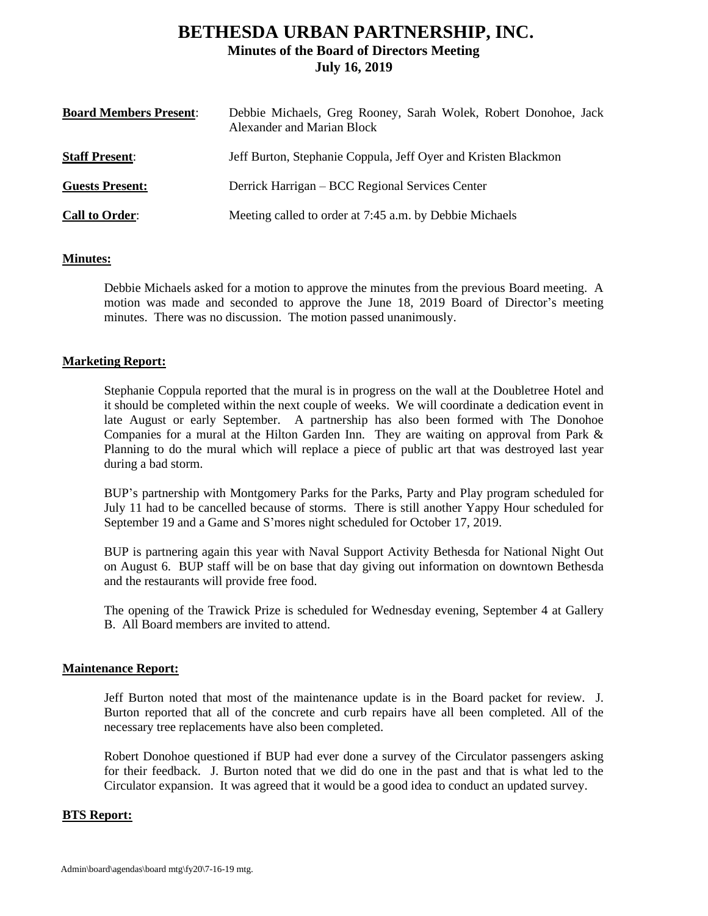# BETHESDA URBAN PARTNERSHIP, INC.

### Minutes of the Board of Directors Meeting
### July 16, 2019

| | |
|---|---|
| **Board Members Present**: | Debbie Michaels, Greg Rooney, Sarah Wolek, Robert Donohoe, Jack Alexander and Marian Block |
| **Staff Present**: | Jeff Burton, Stephanie Coppula, Jeff Oyer and Kristen Blackmon |
| **Guests Present:** | Derrick Harrigan – BCC Regional Services Center |
| **Call to Order**: | Meeting called to order at 7:45 a.m. by Debbie Michaels |

**Minutes:**

Debbie Michaels asked for a motion to approve the minutes from the previous Board meeting. A motion was made and seconded to approve the June 18, 2019 Board of Director's meeting minutes. There was no discussion. The motion passed unanimously.

**Marketing Report:**

Stephanie Coppula reported that the mural is in progress on the wall at the Doubletree Hotel and it should be completed within the next couple of weeks. We will coordinate a dedication event in late August or early September. A partnership has also been formed with The Donohoe Companies for a mural at the Hilton Garden Inn. They are waiting on approval from Park & Planning to do the mural which will replace a piece of public art that was destroyed last year during a bad storm.

BUP's partnership with Montgomery Parks for the Parks, Party and Play program scheduled for July 11 had to be cancelled because of storms. There is still another Yappy Hour scheduled for September 19 and a Game and S'mores night scheduled for October 17, 2019.

BUP is partnering again this year with Naval Support Activity Bethesda for National Night Out on August 6. BUP staff will be on base that day giving out information on downtown Bethesda and the restaurants will provide free food.

The opening of the Trawick Prize is scheduled for Wednesday evening, September 4 at Gallery B. All Board members are invited to attend.

**Maintenance Report:**

Jeff Burton noted that most of the maintenance update is in the Board packet for review. J. Burton reported that all of the concrete and curb repairs have all been completed. All of the necessary tree replacements have also been completed.

Robert Donohoe questioned if BUP had ever done a survey of the Circulator passengers asking for their feedback. J. Burton noted that we did do one in the past and that is what led to the Circulator expansion. It was agreed that it would be a good idea to conduct an updated survey.

**BTS Report:**

Admin\board\agendas\board mtg\fy20\7-16-19 mtg.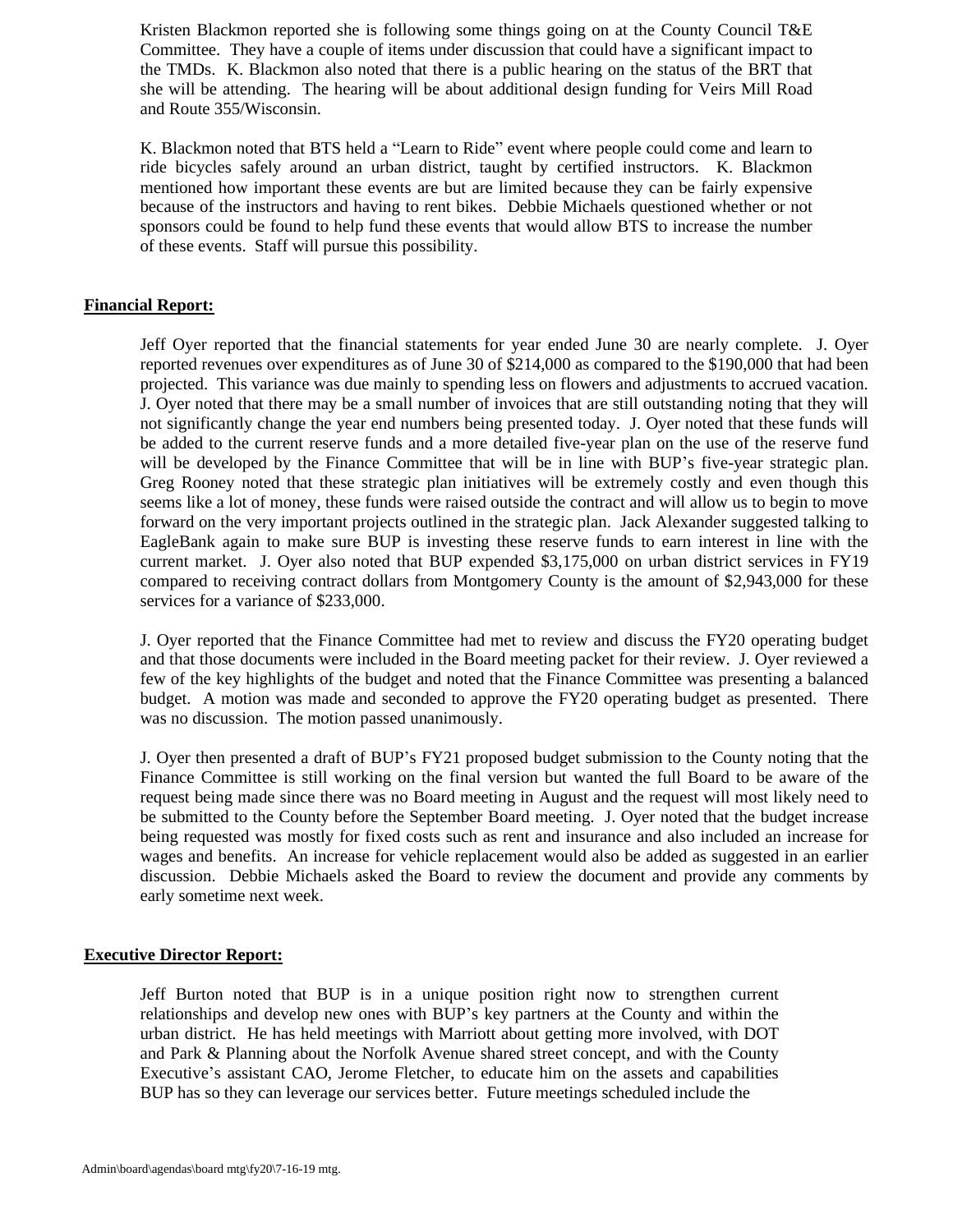Kristen Blackmon reported she is following some things going on at the County Council T&E Committee. They have a couple of items under discussion that could have a significant impact to the TMDs. K. Blackmon also noted that there is a public hearing on the status of the BRT that she will be attending. The hearing will be about additional design funding for Veirs Mill Road and Route 355/Wisconsin.

K. Blackmon noted that BTS held a "Learn to Ride" event where people could come and learn to ride bicycles safely around an urban district, taught by certified instructors. K. Blackmon mentioned how important these events are but are limited because they can be fairly expensive because of the instructors and having to rent bikes. Debbie Michaels questioned whether or not sponsors could be found to help fund these events that would allow BTS to increase the number of these events. Staff will pursue this possibility.

**Financial Report:**

Jeff Oyer reported that the financial statements for year ended June 30 are nearly complete. J. Oyer reported revenues over expenditures as of June 30 of $214,000 as compared to the $190,000 that had been projected. This variance was due mainly to spending less on flowers and adjustments to accrued vacation. J. Oyer noted that there may be a small number of invoices that are still outstanding noting that they will not significantly change the year end numbers being presented today. J. Oyer noted that these funds will be added to the current reserve funds and a more detailed five-year plan on the use of the reserve fund will be developed by the Finance Committee that will be in line with BUP's five-year strategic plan. Greg Rooney noted that these strategic plan initiatives will be extremely costly and even though this seems like a lot of money, these funds were raised outside the contract and will allow us to begin to move forward on the very important projects outlined in the strategic plan. Jack Alexander suggested talking to EagleBank again to make sure BUP is investing these reserve funds to earn interest in line with the current market. J. Oyer also noted that BUP expended $3,175,000 on urban district services in FY19 compared to receiving contract dollars from Montgomery County is the amount of $2,943,000 for these services for a variance of $233,000.

J. Oyer reported that the Finance Committee had met to review and discuss the FY20 operating budget and that those documents were included in the Board meeting packet for their review. J. Oyer reviewed a few of the key highlights of the budget and noted that the Finance Committee was presenting a balanced budget. A motion was made and seconded to approve the FY20 operating budget as presented. There was no discussion. The motion passed unanimously.

J. Oyer then presented a draft of BUP's FY21 proposed budget submission to the County noting that the Finance Committee is still working on the final version but wanted the full Board to be aware of the request being made since there was no Board meeting in August and the request will most likely need to be submitted to the County before the September Board meeting. J. Oyer noted that the budget increase being requested was mostly for fixed costs such as rent and insurance and also included an increase for wages and benefits. An increase for vehicle replacement would also be added as suggested in an earlier discussion. Debbie Michaels asked the Board to review the document and provide any comments by early sometime next week.

**Executive Director Report:**

Jeff Burton noted that BUP is in a unique position right now to strengthen current relationships and develop new ones with BUP's key partners at the County and within the urban district. He has held meetings with Marriott about getting more involved, with DOT and Park & Planning about the Norfolk Avenue shared street concept, and with the County Executive's assistant CAO, Jerome Fletcher, to educate him on the assets and capabilities BUP has so they can leverage our services better. Future meetings scheduled include the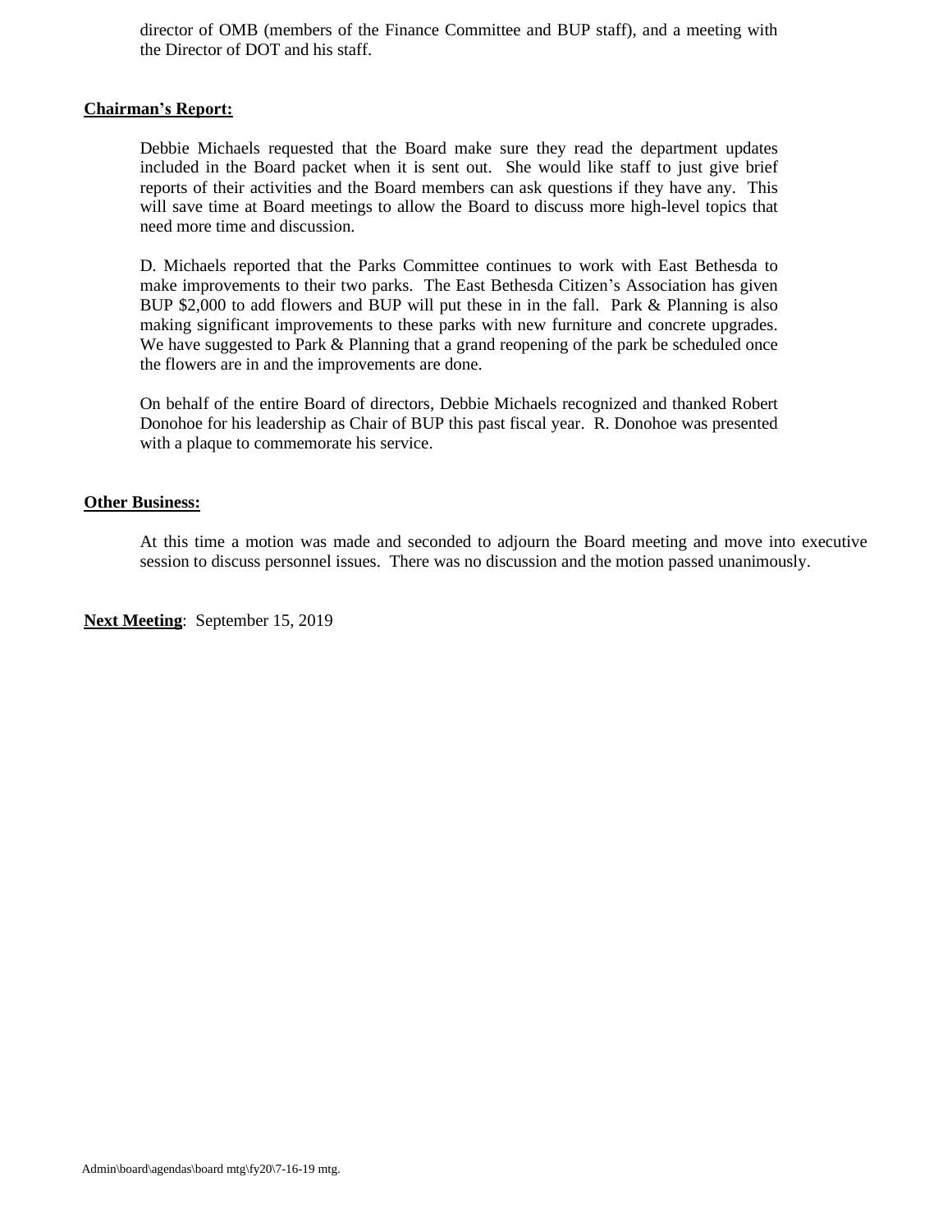director of OMB (members of the Finance Committee and BUP staff), and a meeting with the Director of DOT and his staff.

**Chairman's Report:**

Debbie Michaels requested that the Board make sure they read the department updates included in the Board packet when it is sent out. She would like staff to just give brief reports of their activities and the Board members can ask questions if they have any. This will save time at Board meetings to allow the Board to discuss more high-level topics that need more time and discussion.

D. Michaels reported that the Parks Committee continues to work with East Bethesda to make improvements to their two parks. The East Bethesda Citizen's Association has given BUP $2,000 to add flowers and BUP will put these in in the fall. Park & Planning is also making significant improvements to these parks with new furniture and concrete upgrades. We have suggested to Park & Planning that a grand reopening of the park be scheduled once the flowers are in and the improvements are done.

On behalf of the entire Board of directors, Debbie Michaels recognized and thanked Robert Donohoe for his leadership as Chair of BUP this past fiscal year. R. Donohoe was presented with a plaque to commemorate his service.

**Other Business:**

At this time a motion was made and seconded to adjourn the Board meeting and move into executive session to discuss personnel issues. There was no discussion and the motion passed unanimously.

**Next Meeting**: September 15, 2019

Admin\board\agendas\board mtg\fy20\7-16-19 mtg.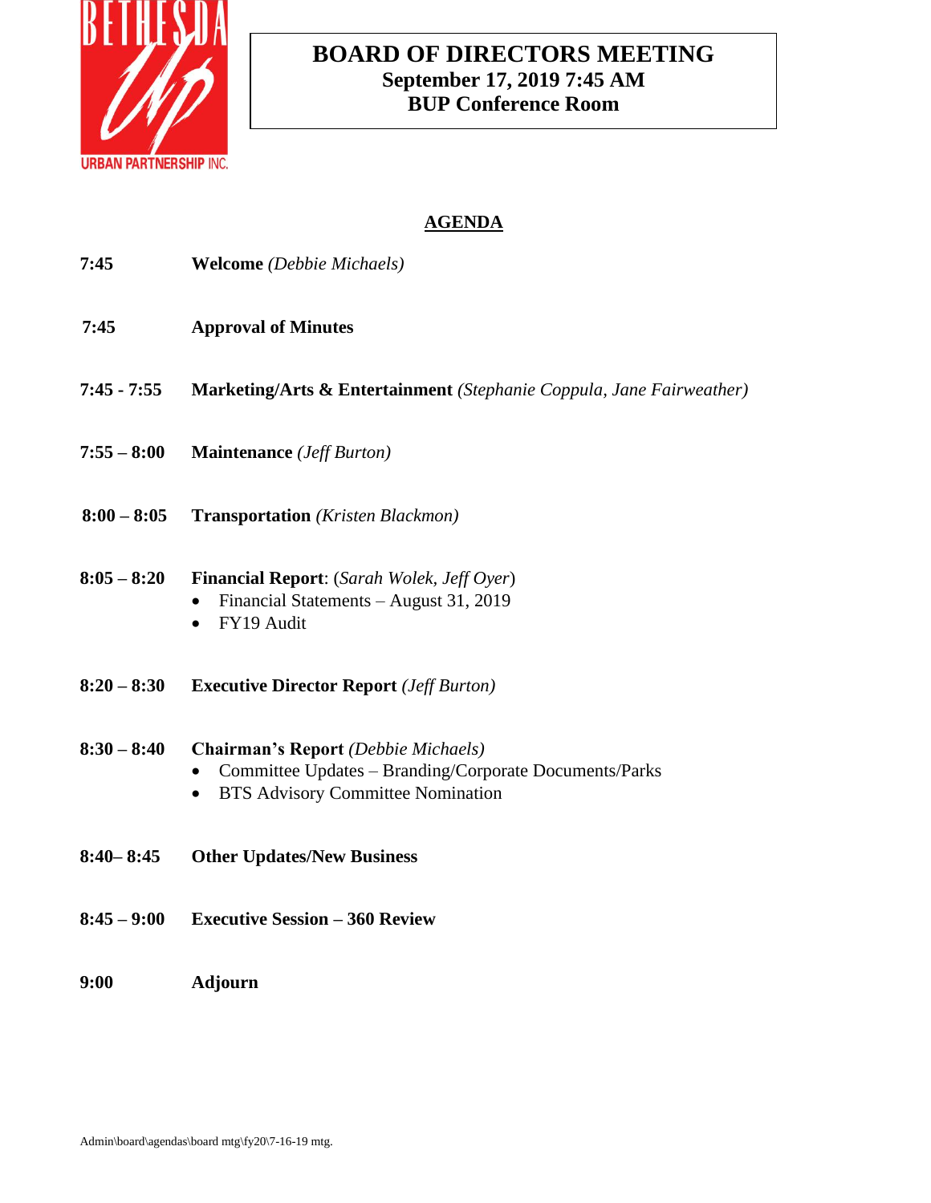# BOARD OF DIRECTORS MEETING
**September 17, 2019 7:45 AM**
**BUP Conference Room**

## AGENDA

**7:45** **Welcome** *(Debbie Michaels)*

**7:45** **Approval of Minutes**

**7:45 - 7:55** **Marketing/Arts & Entertainment** *(Stephanie Coppula, Jane Fairweather)*

**7:55 – 8:00** **Maintenance** *(Jeff Burton)*

**8:00 – 8:05** **Transportation** *(Kristen Blackmon)*

**8:05 – 8:20** **Financial Report**: (*Sarah Wolek, Jeff Oyer*)
- Financial Statements – August 31, 2019
- FY19 Audit

**8:20 – 8:30** **Executive Director Report** *(Jeff Burton)*

**8:30 – 8:40** **Chairman's Report** *(Debbie Michaels)*
- Committee Updates – Branding/Corporate Documents/Parks
- BTS Advisory Committee Nomination

**8:40– 8:45** **Other Updates/New Business**

**8:45 – 9:00** **Executive Session – 360 Review**

**9:00** **Adjourn**

Admin\board\agendas\board mtg\fy20\7-16-19 mtg.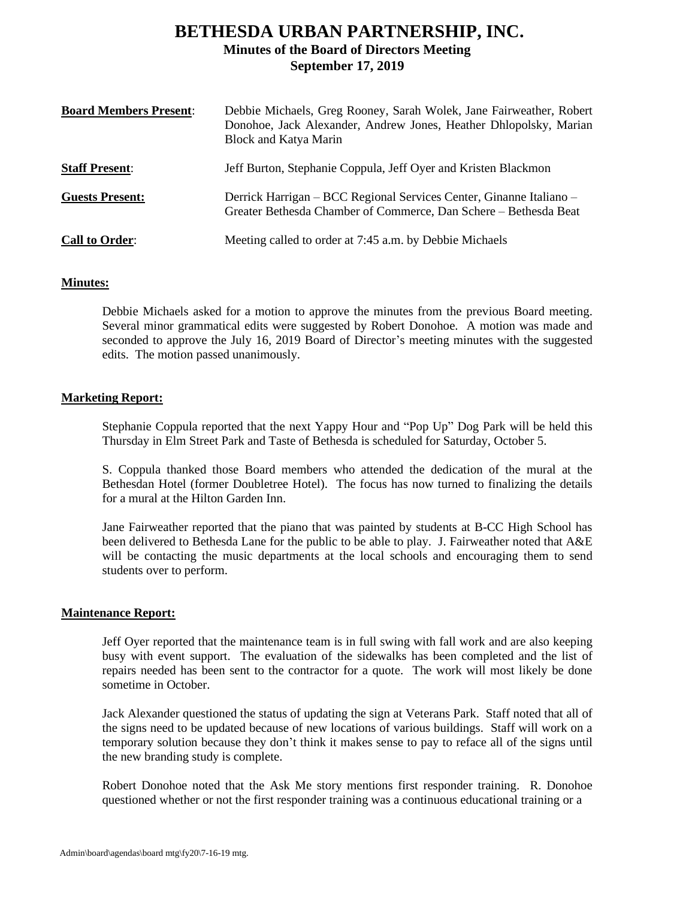# BETHESDA URBAN PARTNERSHIP, INC.

## Minutes of the Board of Directors Meeting

## September 17, 2019

| | |
|---|---|
| **Board Members Present**: | Debbie Michaels, Greg Rooney, Sarah Wolek, Jane Fairweather, Robert Donohoe, Jack Alexander, Andrew Jones, Heather Dhlopolsky, Marian Block and Katya Marin |
| **Staff Present**: | Jeff Burton, Stephanie Coppula, Jeff Oyer and Kristen Blackmon |
| **Guests Present:** | Derrick Harrigan – BCC Regional Services Center, Ginanne Italiano – Greater Bethesda Chamber of Commerce, Dan Schere – Bethesda Beat |
| **Call to Order**: | Meeting called to order at 7:45 a.m. by Debbie Michaels |

**Minutes:**

Debbie Michaels asked for a motion to approve the minutes from the previous Board meeting. Several minor grammatical edits were suggested by Robert Donohoe. A motion was made and seconded to approve the July 16, 2019 Board of Director's meeting minutes with the suggested edits. The motion passed unanimously.

**Marketing Report:**

Stephanie Coppula reported that the next Yappy Hour and "Pop Up" Dog Park will be held this Thursday in Elm Street Park and Taste of Bethesda is scheduled for Saturday, October 5.

S. Coppula thanked those Board members who attended the dedication of the mural at the Bethesdan Hotel (former Doubletree Hotel). The focus has now turned to finalizing the details for a mural at the Hilton Garden Inn.

Jane Fairweather reported that the piano that was painted by students at B-CC High School has been delivered to Bethesda Lane for the public to be able to play. J. Fairweather noted that A&E will be contacting the music departments at the local schools and encouraging them to send students over to perform.

**Maintenance Report:**

Jeff Oyer reported that the maintenance team is in full swing with fall work and are also keeping busy with event support. The evaluation of the sidewalks has been completed and the list of repairs needed has been sent to the contractor for a quote. The work will most likely be done sometime in October.

Jack Alexander questioned the status of updating the sign at Veterans Park. Staff noted that all of the signs need to be updated because of new locations of various buildings. Staff will work on a temporary solution because they don't think it makes sense to pay to reface all of the signs until the new branding study is complete.

Robert Donohoe noted that the Ask Me story mentions first responder training. R. Donohoe questioned whether or not the first responder training was a continuous educational training or a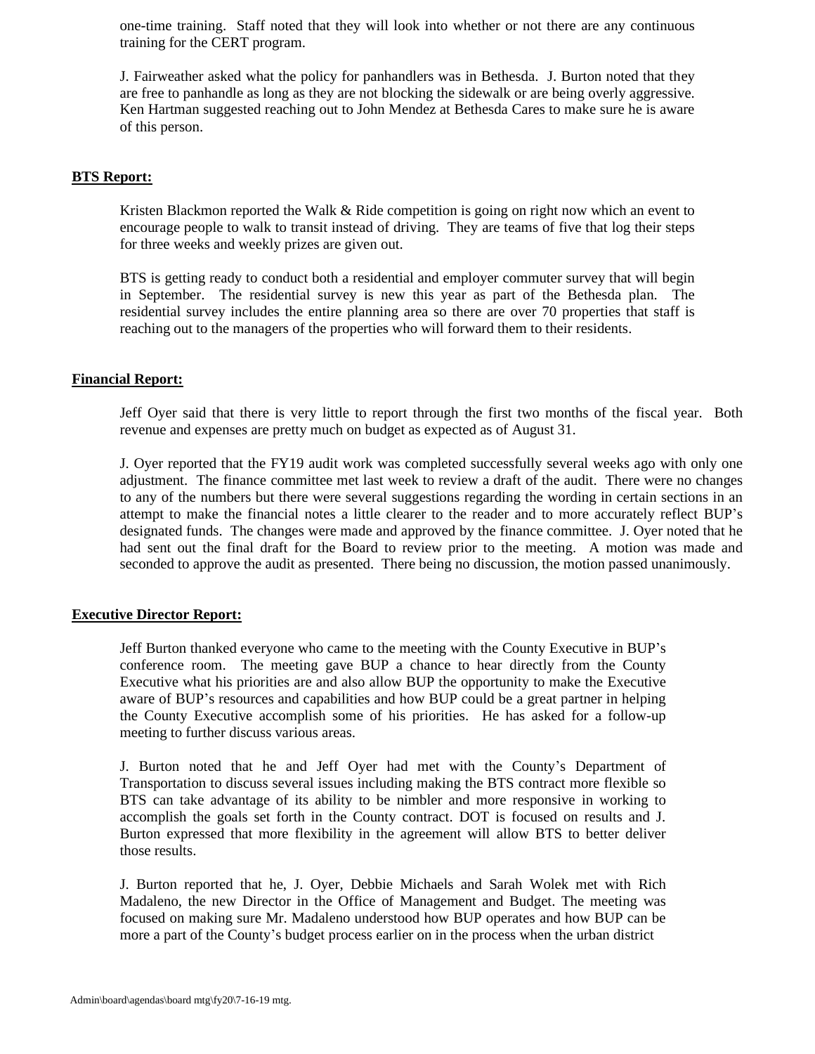one-time training. Staff noted that they will look into whether or not there are any continuous training for the CERT program.

J. Fairweather asked what the policy for panhandlers was in Bethesda. J. Burton noted that they are free to panhandle as long as they are not blocking the sidewalk or are being overly aggressive. Ken Hartman suggested reaching out to John Mendez at Bethesda Cares to make sure he is aware of this person.

**BTS Report:**

Kristen Blackmon reported the Walk & Ride competition is going on right now which an event to encourage people to walk to transit instead of driving. They are teams of five that log their steps for three weeks and weekly prizes are given out.

BTS is getting ready to conduct both a residential and employer commuter survey that will begin in September. The residential survey is new this year as part of the Bethesda plan. The residential survey includes the entire planning area so there are over 70 properties that staff is reaching out to the managers of the properties who will forward them to their residents.

**Financial Report:**

Jeff Oyer said that there is very little to report through the first two months of the fiscal year. Both revenue and expenses are pretty much on budget as expected as of August 31.

J. Oyer reported that the FY19 audit work was completed successfully several weeks ago with only one adjustment. The finance committee met last week to review a draft of the audit. There were no changes to any of the numbers but there were several suggestions regarding the wording in certain sections in an attempt to make the financial notes a little clearer to the reader and to more accurately reflect BUP's designated funds. The changes were made and approved by the finance committee. J. Oyer noted that he had sent out the final draft for the Board to review prior to the meeting. A motion was made and seconded to approve the audit as presented. There being no discussion, the motion passed unanimously.

**Executive Director Report:**

Jeff Burton thanked everyone who came to the meeting with the County Executive in BUP's conference room. The meeting gave BUP a chance to hear directly from the County Executive what his priorities are and also allow BUP the opportunity to make the Executive aware of BUP's resources and capabilities and how BUP could be a great partner in helping the County Executive accomplish some of his priorities. He has asked for a follow-up meeting to further discuss various areas.

J. Burton noted that he and Jeff Oyer had met with the County's Department of Transportation to discuss several issues including making the BTS contract more flexible so BTS can take advantage of its ability to be nimbler and more responsive in working to accomplish the goals set forth in the County contract. DOT is focused on results and J. Burton expressed that more flexibility in the agreement will allow BTS to better deliver those results.

J. Burton reported that he, J. Oyer, Debbie Michaels and Sarah Wolek met with Rich Madaleno, the new Director in the Office of Management and Budget. The meeting was focused on making sure Mr. Madaleno understood how BUP operates and how BUP can be more a part of the County's budget process earlier on in the process when the urban district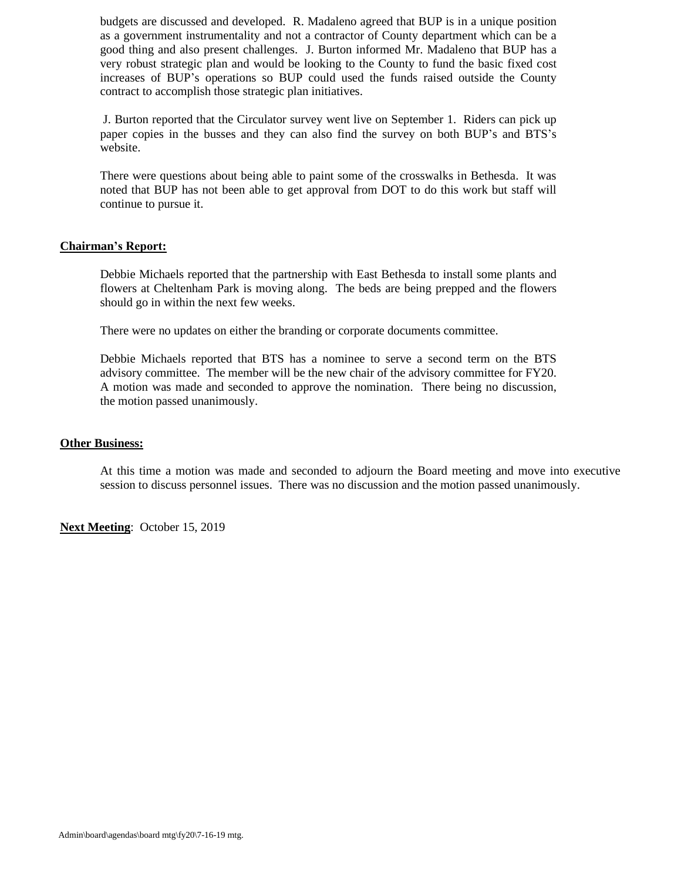budgets are discussed and developed. R. Madaleno agreed that BUP is in a unique position as a government instrumentality and not a contractor of County department which can be a good thing and also present challenges. J. Burton informed Mr. Madaleno that BUP has a very robust strategic plan and would be looking to the County to fund the basic fixed cost increases of BUP's operations so BUP could used the funds raised outside the County contract to accomplish those strategic plan initiatives.

J. Burton reported that the Circulator survey went live on September 1. Riders can pick up paper copies in the busses and they can also find the survey on both BUP's and BTS's website.

There were questions about being able to paint some of the crosswalks in Bethesda. It was noted that BUP has not been able to get approval from DOT to do this work but staff will continue to pursue it.

**Chairman's Report:**

Debbie Michaels reported that the partnership with East Bethesda to install some plants and flowers at Cheltenham Park is moving along. The beds are being prepped and the flowers should go in within the next few weeks.

There were no updates on either the branding or corporate documents committee.

Debbie Michaels reported that BTS has a nominee to serve a second term on the BTS advisory committee. The member will be the new chair of the advisory committee for FY20. A motion was made and seconded to approve the nomination. There being no discussion, the motion passed unanimously.

**Other Business:**

At this time a motion was made and seconded to adjourn the Board meeting and move into executive session to discuss personnel issues. There was no discussion and the motion passed unanimously.

**Next Meeting**: October 15, 2019

Admin\board\agendas\board mtg\fy20\7-16-19 mtg.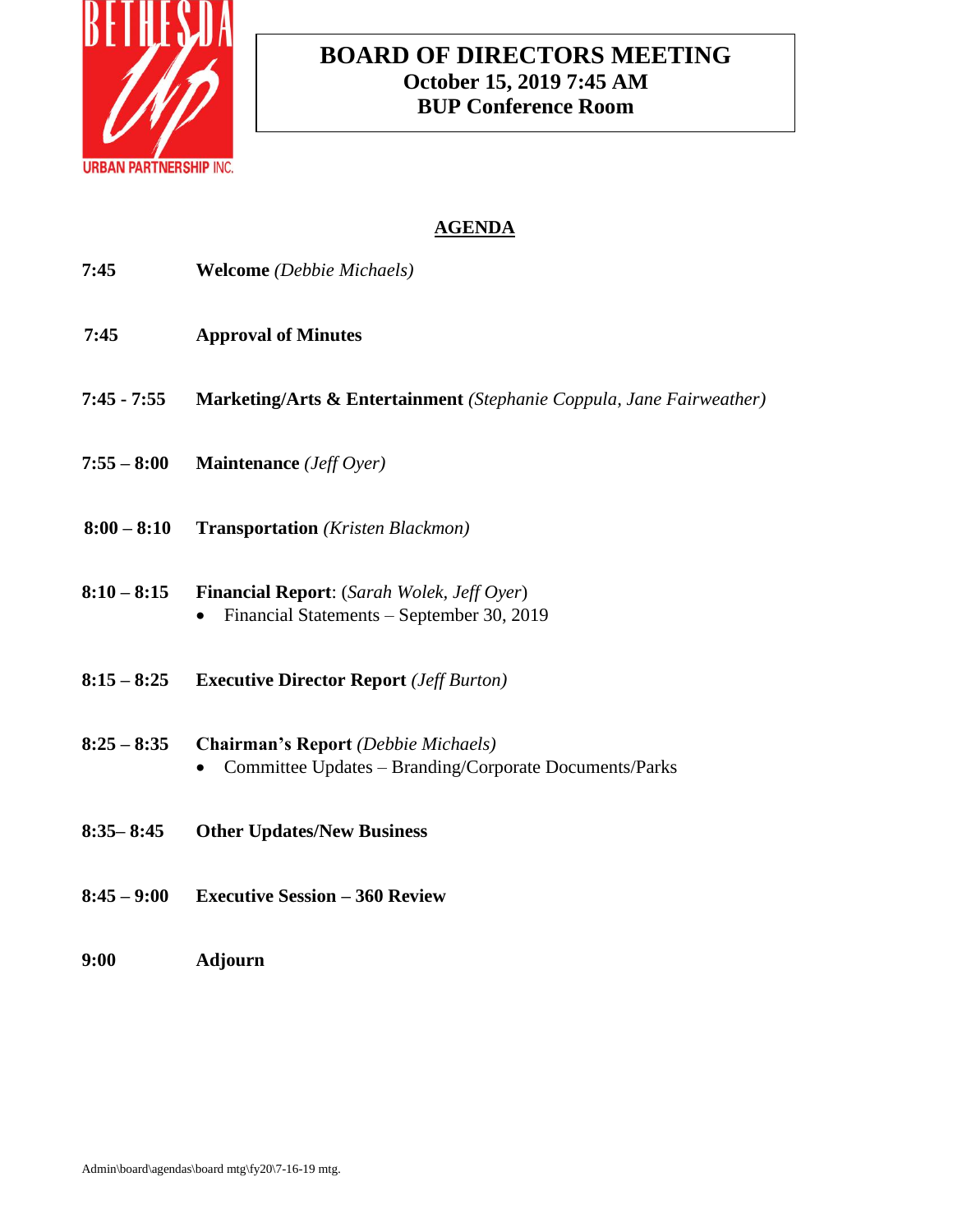# BOARD OF DIRECTORS MEETING
## October 15, 2019 7:45 AM
## BUP Conference Room

## AGENDA

| | |
|---|---|
| **7:45** | **Welcome** *(Debbie Michaels)* |
| **7:45** | **Approval of Minutes** |
| **7:45 - 7:55** | **Marketing/Arts & Entertainment** *(Stephanie Coppula, Jane Fairweather)* |
| **7:55 – 8:00** | **Maintenance** *(Jeff Oyer)* |
| **8:00 – 8:10** | **Transportation** *(Kristen Blackmon)* |
| **8:10 – 8:15** | **Financial Report**: (*Sarah Wolek, Jeff Oyer*)<br>• Financial Statements – September 30, 2019 |
| **8:15 – 8:25** | **Executive Director Report** *(Jeff Burton)* |
| **8:25 – 8:35** | **Chairman's Report** *(Debbie Michaels)*<br>• Committee Updates – Branding/Corporate Documents/Parks |
| **8:35– 8:45** | **Other Updates/New Business** |
| **8:45 – 9:00** | **Executive Session – 360 Review** |
| **9:00** | **Adjourn** |

Admin\board\agendas\board mtg\fy20\7-16-19 mtg.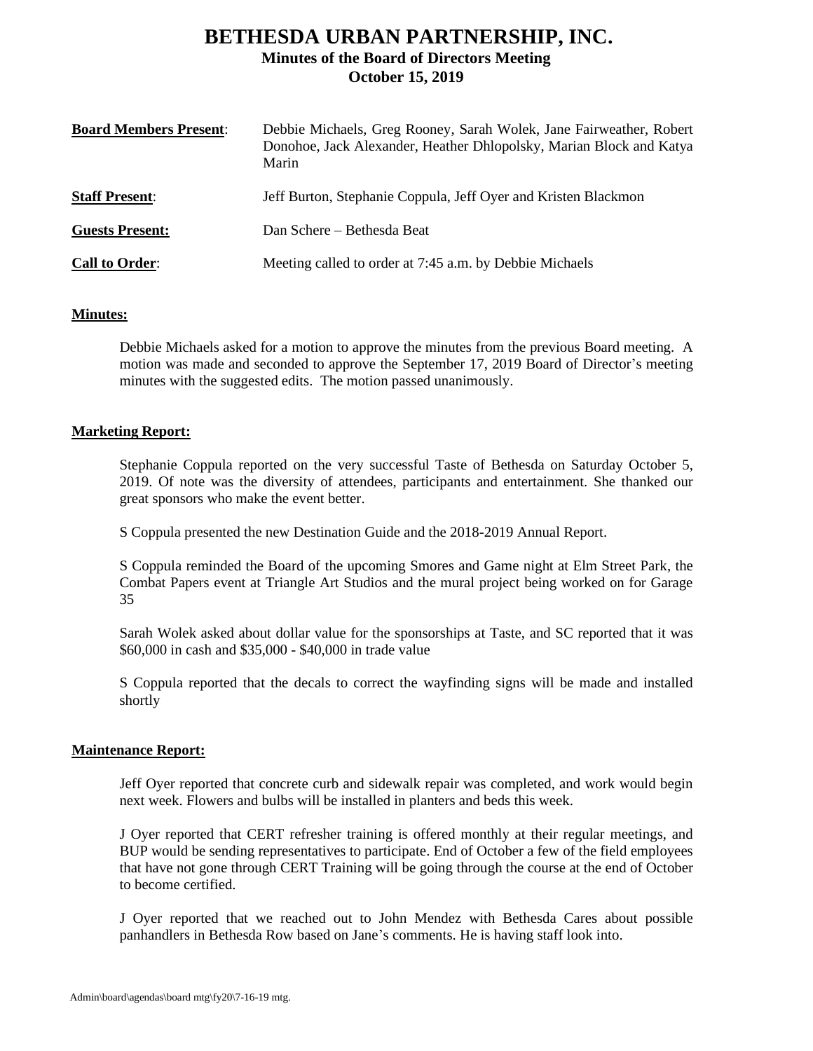# BETHESDA URBAN PARTNERSHIP, INC.

## Minutes of the Board of Directors Meeting

## October 15, 2019

| | |
|---|---|
| **Board Members Present**: | Debbie Michaels, Greg Rooney, Sarah Wolek, Jane Fairweather, Robert Donohoe, Jack Alexander, Heather Dhlopolsky, Marian Block and Katya Marin |
| **Staff Present**: | Jeff Burton, Stephanie Coppula, Jeff Oyer and Kristen Blackmon |
| **Guests Present:** | Dan Schere – Bethesda Beat |
| **Call to Order**: | Meeting called to order at 7:45 a.m. by Debbie Michaels |

**Minutes:**

Debbie Michaels asked for a motion to approve the minutes from the previous Board meeting. A motion was made and seconded to approve the September 17, 2019 Board of Director's meeting minutes with the suggested edits. The motion passed unanimously.

**Marketing Report:**

Stephanie Coppula reported on the very successful Taste of Bethesda on Saturday October 5, 2019. Of note was the diversity of attendees, participants and entertainment. She thanked our great sponsors who make the event better.

S Coppula presented the new Destination Guide and the 2018-2019 Annual Report.

S Coppula reminded the Board of the upcoming Smores and Game night at Elm Street Park, the Combat Papers event at Triangle Art Studios and the mural project being worked on for Garage 35

Sarah Wolek asked about dollar value for the sponsorships at Taste, and SC reported that it was $60,000 in cash and $35,000 - $40,000 in trade value

S Coppula reported that the decals to correct the wayfinding signs will be made and installed shortly

**Maintenance Report:**

Jeff Oyer reported that concrete curb and sidewalk repair was completed, and work would begin next week. Flowers and bulbs will be installed in planters and beds this week.

J Oyer reported that CERT refresher training is offered monthly at their regular meetings, and BUP would be sending representatives to participate. End of October a few of the field employees that have not gone through CERT Training will be going through the course at the end of October to become certified.

J Oyer reported that we reached out to John Mendez with Bethesda Cares about possible panhandlers in Bethesda Row based on Jane's comments. He is having staff look into.

Admin\board\agendas\board mtg\fy20\7-16-19 mtg.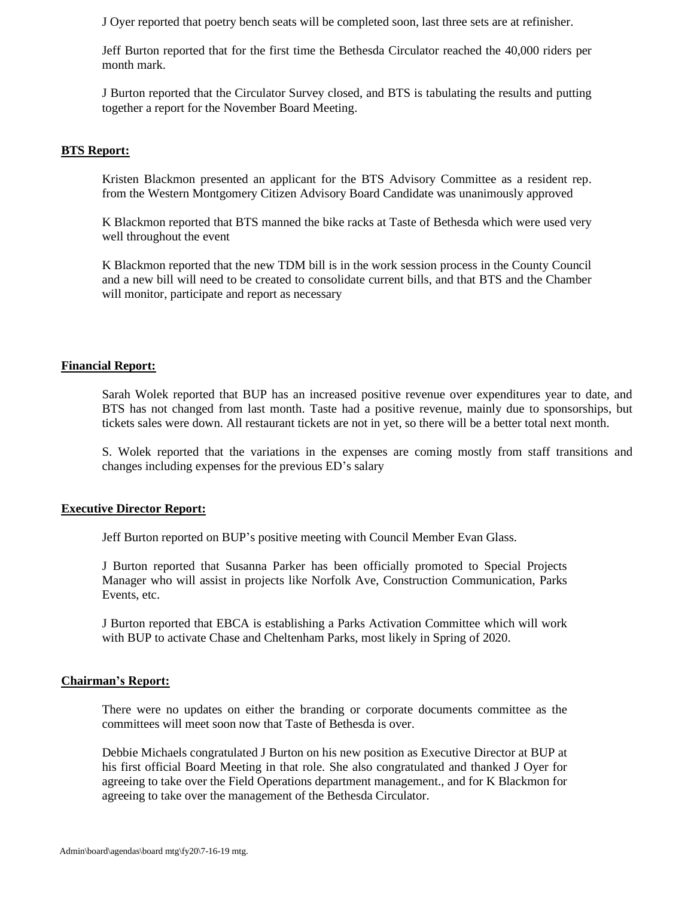J Oyer reported that poetry bench seats will be completed soon, last three sets are at refinisher.

Jeff Burton reported that for the first time the Bethesda Circulator reached the 40,000 riders per month mark.

J Burton reported that the Circulator Survey closed, and BTS is tabulating the results and putting together a report for the November Board Meeting.

**BTS Report:**

Kristen Blackmon presented an applicant for the BTS Advisory Committee as a resident rep. from the Western Montgomery Citizen Advisory Board Candidate was unanimously approved

K Blackmon reported that BTS manned the bike racks at Taste of Bethesda which were used very well throughout the event

K Blackmon reported that the new TDM bill is in the work session process in the County Council and a new bill will need to be created to consolidate current bills, and that BTS and the Chamber will monitor, participate and report as necessary

**Financial Report:**

Sarah Wolek reported that BUP has an increased positive revenue over expenditures year to date, and BTS has not changed from last month. Taste had a positive revenue, mainly due to sponsorships, but tickets sales were down. All restaurant tickets are not in yet, so there will be a better total next month.

S. Wolek reported that the variations in the expenses are coming mostly from staff transitions and changes including expenses for the previous ED's salary

**Executive Director Report:**

Jeff Burton reported on BUP's positive meeting with Council Member Evan Glass.

J Burton reported that Susanna Parker has been officially promoted to Special Projects Manager who will assist in projects like Norfolk Ave, Construction Communication, Parks Events, etc.

J Burton reported that EBCA is establishing a Parks Activation Committee which will work with BUP to activate Chase and Cheltenham Parks, most likely in Spring of 2020.

**Chairman's Report:**

There were no updates on either the branding or corporate documents committee as the committees will meet soon now that Taste of Bethesda is over.

Debbie Michaels congratulated J Burton on his new position as Executive Director at BUP at his first official Board Meeting in that role. She also congratulated and thanked J Oyer for agreeing to take over the Field Operations department management., and for K Blackmon for agreeing to take over the management of the Bethesda Circulator.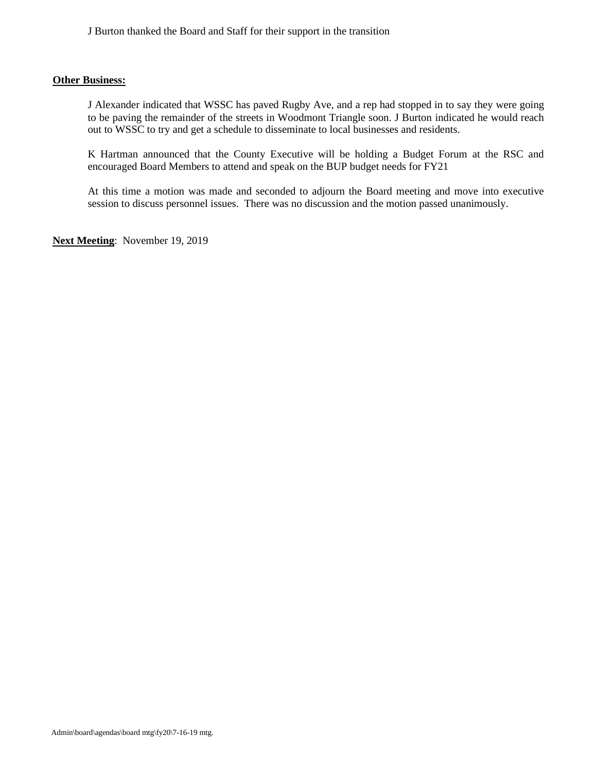J Burton thanked the Board and Staff for their support in the transition

**Other Business:**

J Alexander indicated that WSSC has paved Rugby Ave, and a rep had stopped in to say they were going to be paving the remainder of the streets in Woodmont Triangle soon. J Burton indicated he would reach out to WSSC to try and get a schedule to disseminate to local businesses and residents.

K Hartman announced that the County Executive will be holding a Budget Forum at the RSC and encouraged Board Members to attend and speak on the BUP budget needs for FY21

At this time a motion was made and seconded to adjourn the Board meeting and move into executive session to discuss personnel issues. There was no discussion and the motion passed unanimously.

**Next Meeting**: November 19, 2019

Admin\board\agendas\board mtg\fy20\7-16-19 mtg.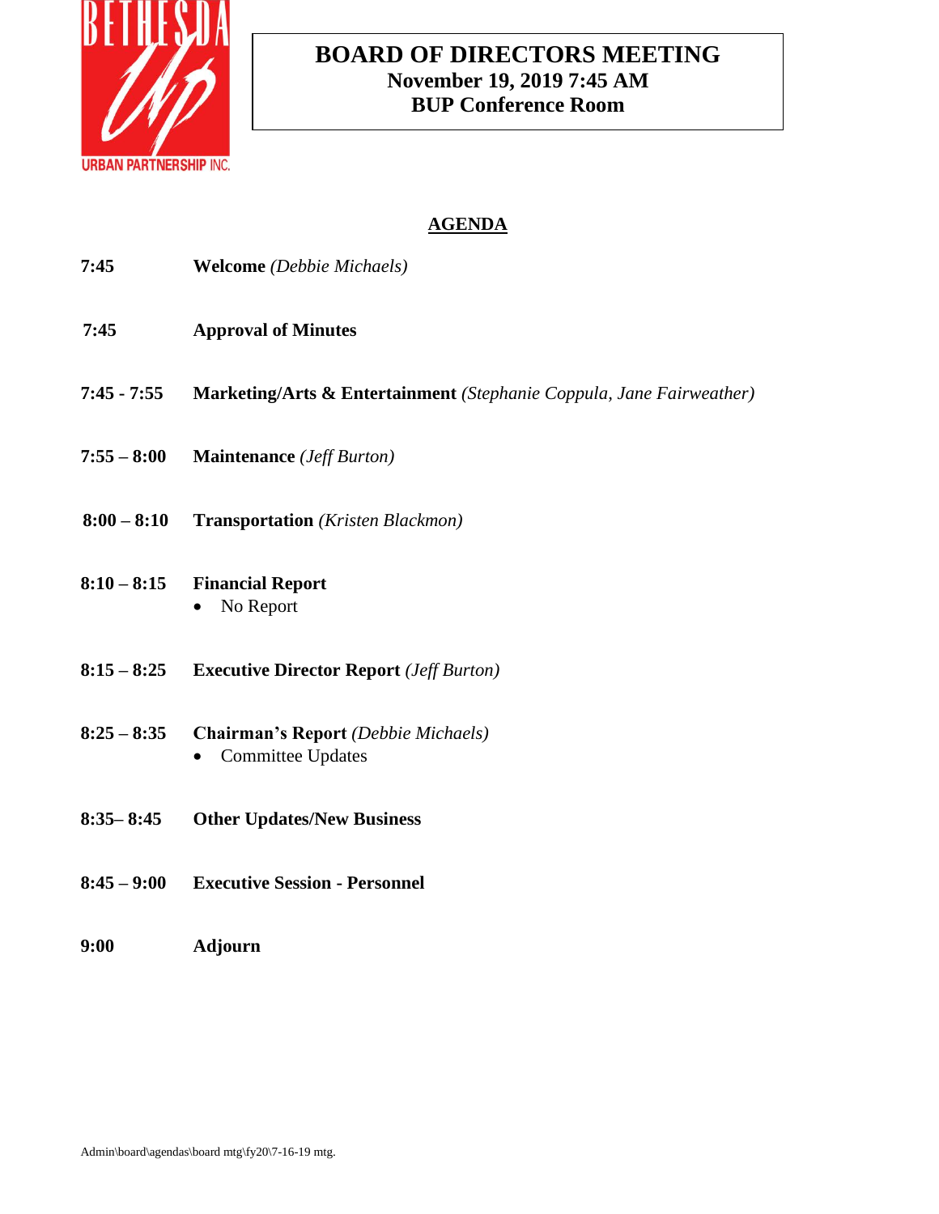# BOARD OF DIRECTORS MEETING
**November 19, 2019 7:45 AM**
**BUP Conference Room**

## AGENDA

| | |
|---|---|
| **7:45** | **Welcome** *(Debbie Michaels)* |
| **7:45** | **Approval of Minutes** |
| **7:45 - 7:55** | **Marketing/Arts & Entertainment** *(Stephanie Coppula, Jane Fairweather)* |
| **7:55 – 8:00** | **Maintenance** *(Jeff Burton)* |
| **8:00 – 8:10** | **Transportation** *(Kristen Blackmon)* |
| **8:10 – 8:15** | **Financial Report**<br>• No Report |
| **8:15 – 8:25** | **Executive Director Report** *(Jeff Burton)* |
| **8:25 – 8:35** | **Chairman's Report** *(Debbie Michaels)*<br>• Committee Updates |
| **8:35– 8:45** | **Other Updates/New Business** |
| **8:45 – 9:00** | **Executive Session - Personnel** |
| **9:00** | **Adjourn** |

Admin\board\agendas\board mtg\fy20\7-16-19 mtg.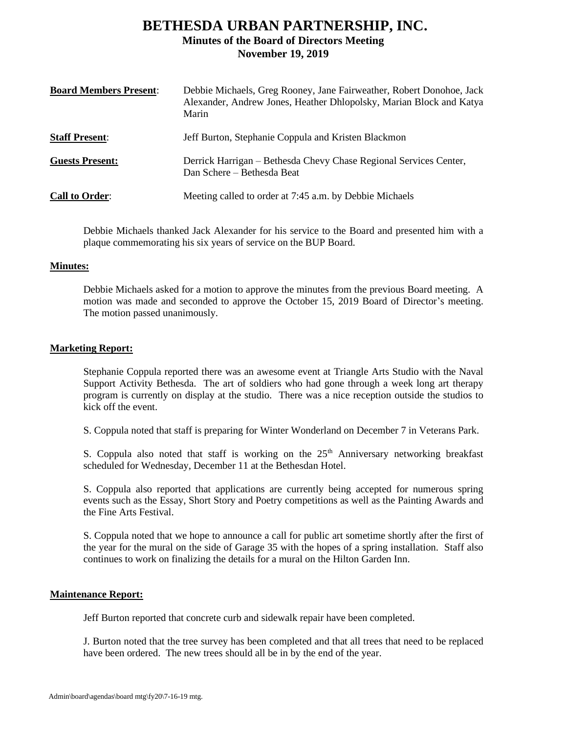# BETHESDA URBAN PARTNERSHIP, INC.

## Minutes of the Board of Directors Meeting
## November 19, 2019

| | |
|---|---|
| **Board Members Present**: | Debbie Michaels, Greg Rooney, Jane Fairweather, Robert Donohoe, Jack Alexander, Andrew Jones, Heather Dhlopolsky, Marian Block and Katya Marin |
| **Staff Present**: | Jeff Burton, Stephanie Coppula and Kristen Blackmon |
| **Guests Present:** | Derrick Harrigan – Bethesda Chevy Chase Regional Services Center, Dan Schere – Bethesda Beat |
| **Call to Order**: | Meeting called to order at 7:45 a.m. by Debbie Michaels |

Debbie Michaels thanked Jack Alexander for his service to the Board and presented him with a plaque commemorating his six years of service on the BUP Board.

**Minutes:**

Debbie Michaels asked for a motion to approve the minutes from the previous Board meeting. A motion was made and seconded to approve the October 15, 2019 Board of Director's meeting. The motion passed unanimously.

**Marketing Report:**

Stephanie Coppula reported there was an awesome event at Triangle Arts Studio with the Naval Support Activity Bethesda. The art of soldiers who had gone through a week long art therapy program is currently on display at the studio. There was a nice reception outside the studios to kick off the event.

S. Coppula noted that staff is preparing for Winter Wonderland on December 7 in Veterans Park.

S. Coppula also noted that staff is working on the 25th Anniversary networking breakfast scheduled for Wednesday, December 11 at the Bethesdan Hotel.

S. Coppula also reported that applications are currently being accepted for numerous spring events such as the Essay, Short Story and Poetry competitions as well as the Painting Awards and the Fine Arts Festival.

S. Coppula noted that we hope to announce a call for public art sometime shortly after the first of the year for the mural on the side of Garage 35 with the hopes of a spring installation. Staff also continues to work on finalizing the details for a mural on the Hilton Garden Inn.

**Maintenance Report:**

Jeff Burton reported that concrete curb and sidewalk repair have been completed.

J. Burton noted that the tree survey has been completed and that all trees that need to be replaced have been ordered. The new trees should all be in by the end of the year.

Admin\board\agendas\board mtg\fy20\7-16-19 mtg.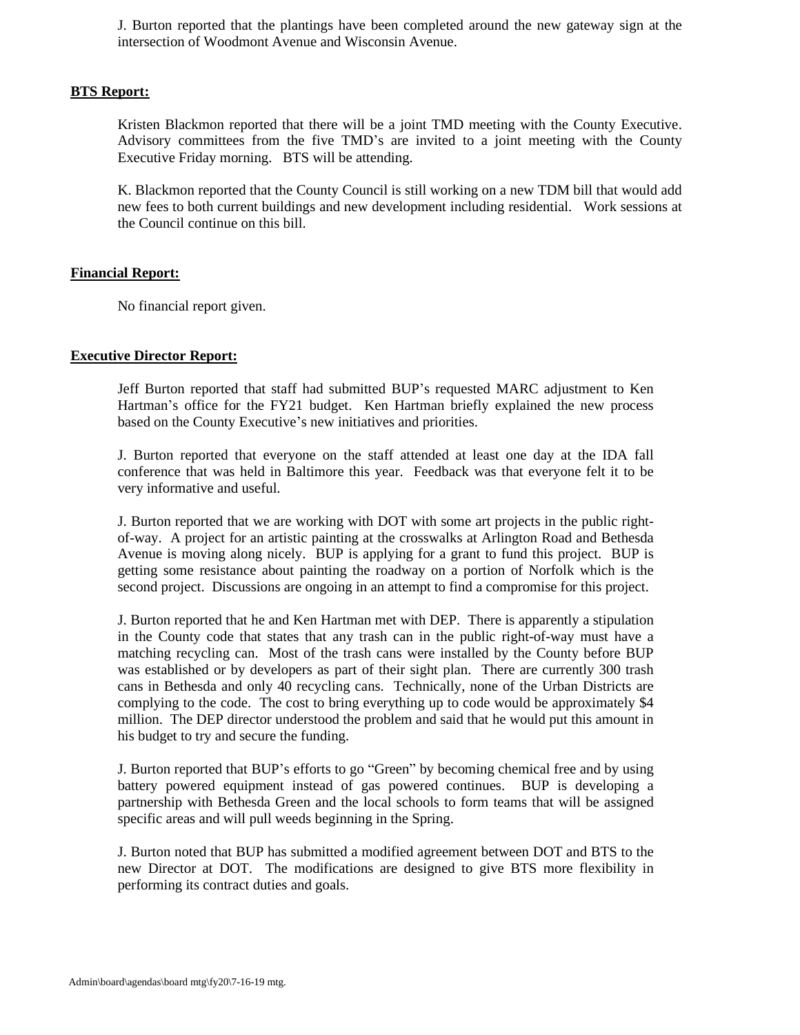J. Burton reported that the plantings have been completed around the new gateway sign at the intersection of Woodmont Avenue and Wisconsin Avenue.

**BTS Report:**

Kristen Blackmon reported that there will be a joint TMD meeting with the County Executive. Advisory committees from the five TMD's are invited to a joint meeting with the County Executive Friday morning. BTS will be attending.

K. Blackmon reported that the County Council is still working on a new TDM bill that would add new fees to both current buildings and new development including residential. Work sessions at the Council continue on this bill.

**Financial Report:**

No financial report given.

**Executive Director Report:**

Jeff Burton reported that staff had submitted BUP's requested MARC adjustment to Ken Hartman's office for the FY21 budget. Ken Hartman briefly explained the new process based on the County Executive's new initiatives and priorities.

J. Burton reported that everyone on the staff attended at least one day at the IDA fall conference that was held in Baltimore this year. Feedback was that everyone felt it to be very informative and useful.

J. Burton reported that we are working with DOT with some art projects in the public right-of-way. A project for an artistic painting at the crosswalks at Arlington Road and Bethesda Avenue is moving along nicely. BUP is applying for a grant to fund this project. BUP is getting some resistance about painting the roadway on a portion of Norfolk which is the second project. Discussions are ongoing in an attempt to find a compromise for this project.

J. Burton reported that he and Ken Hartman met with DEP. There is apparently a stipulation in the County code that states that any trash can in the public right-of-way must have a matching recycling can. Most of the trash cans were installed by the County before BUP was established or by developers as part of their sight plan. There are currently 300 trash cans in Bethesda and only 40 recycling cans. Technically, none of the Urban Districts are complying to the code. The cost to bring everything up to code would be approximately $4 million. The DEP director understood the problem and said that he would put this amount in his budget to try and secure the funding.

J. Burton reported that BUP's efforts to go "Green" by becoming chemical free and by using battery powered equipment instead of gas powered continues. BUP is developing a partnership with Bethesda Green and the local schools to form teams that will be assigned specific areas and will pull weeds beginning in the Spring.

J. Burton noted that BUP has submitted a modified agreement between DOT and BTS to the new Director at DOT. The modifications are designed to give BTS more flexibility in performing its contract duties and goals.

Admin\board\agendas\board mtg\fy20\7-16-19 mtg.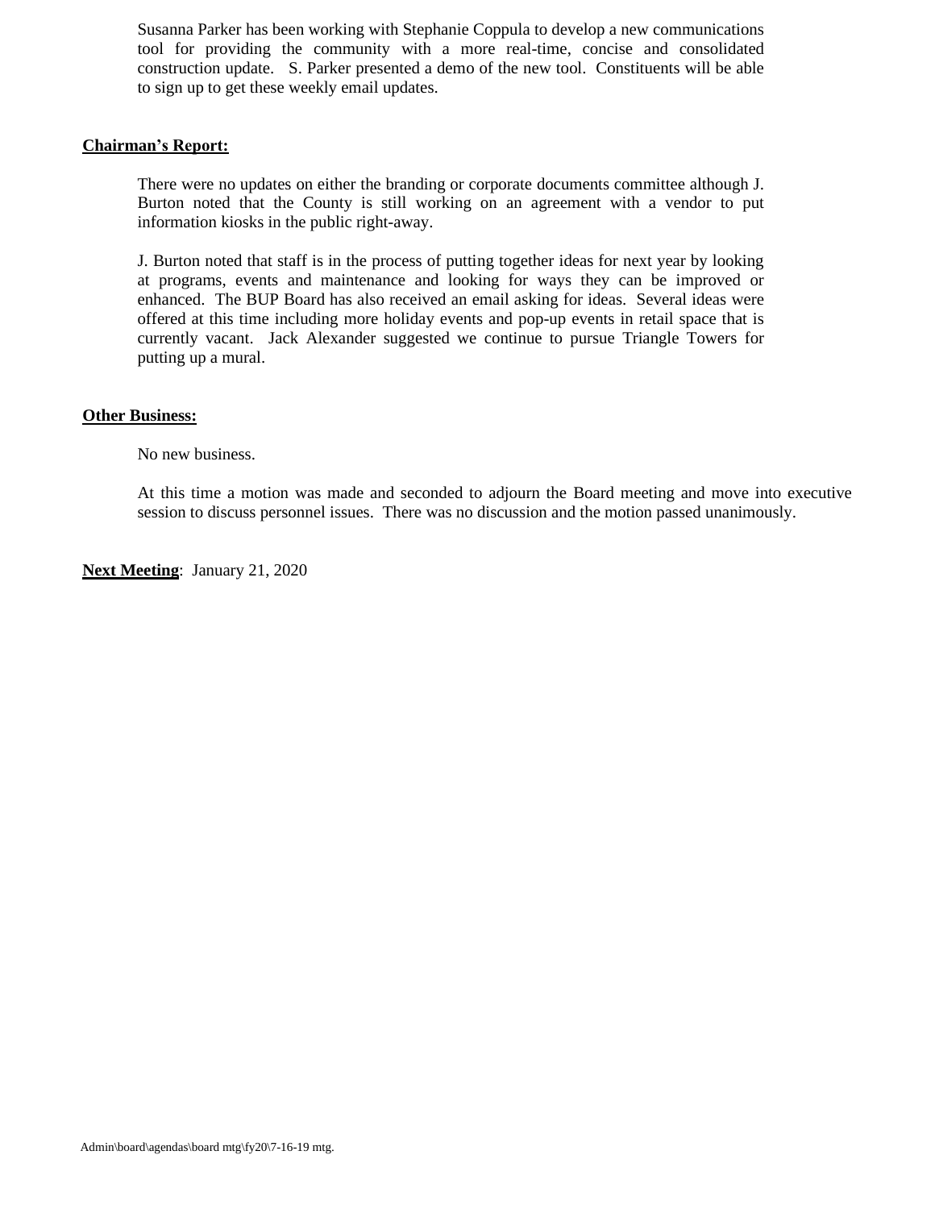Susanna Parker has been working with Stephanie Coppula to develop a new communications tool for providing the community with a more real-time, concise and consolidated construction update. S. Parker presented a demo of the new tool. Constituents will be able to sign up to get these weekly email updates.

**Chairman's Report:**

There were no updates on either the branding or corporate documents committee although J. Burton noted that the County is still working on an agreement with a vendor to put information kiosks in the public right-away.

J. Burton noted that staff is in the process of putting together ideas for next year by looking at programs, events and maintenance and looking for ways they can be improved or enhanced. The BUP Board has also received an email asking for ideas. Several ideas were offered at this time including more holiday events and pop-up events in retail space that is currently vacant. Jack Alexander suggested we continue to pursue Triangle Towers for putting up a mural.

**Other Business:**

No new business.

At this time a motion was made and seconded to adjourn the Board meeting and move into executive session to discuss personnel issues. There was no discussion and the motion passed unanimously.

**Next Meeting**: January 21, 2020

Admin\board\agendas\board mtg\fy20\7-16-19 mtg.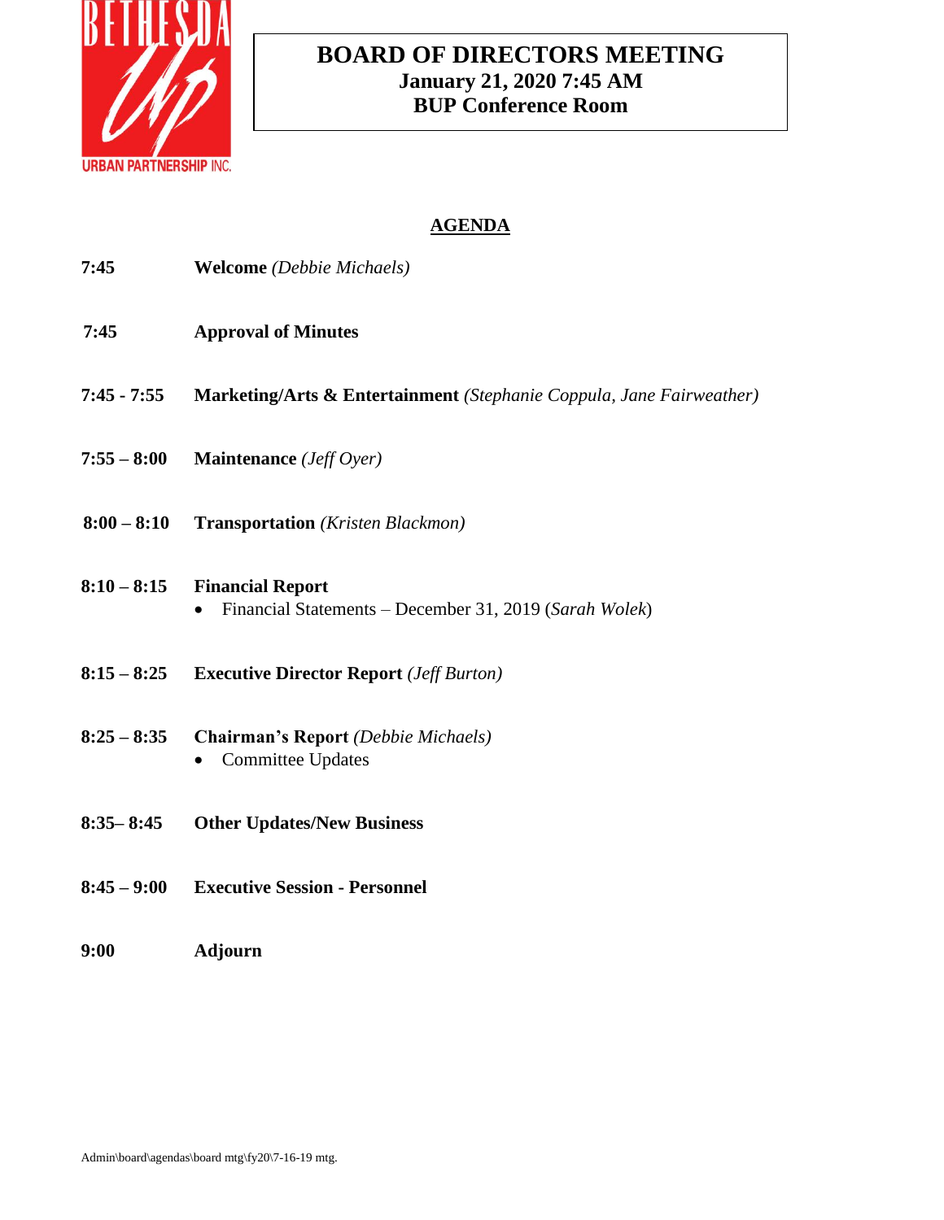BETHESDA Up URBAN PARTNERSHIP INC.

# BOARD OF DIRECTORS MEETING
**January 21, 2020 7:45 AM**
**BUP Conference Room**

## AGENDA

**7:45** **Welcome** *(Debbie Michaels)*

**7:45** **Approval of Minutes**

**7:45 - 7:55** **Marketing/Arts & Entertainment** *(Stephanie Coppula, Jane Fairweather)*

**7:55 – 8:00** **Maintenance** *(Jeff Oyer)*

**8:00 – 8:10** **Transportation** *(Kristen Blackmon)*

**8:10 – 8:15** **Financial Report**
- Financial Statements – December 31, 2019 (*Sarah Wolek*)

**8:15 – 8:25** **Executive Director Report** *(Jeff Burton)*

**8:25 – 8:35** **Chairman's Report** *(Debbie Michaels)*
- Committee Updates

**8:35– 8:45** **Other Updates/New Business**

**8:45 – 9:00** **Executive Session - Personnel**

**9:00** **Adjourn**

Admin\board\agendas\board mtg\fy20\7-16-19 mtg.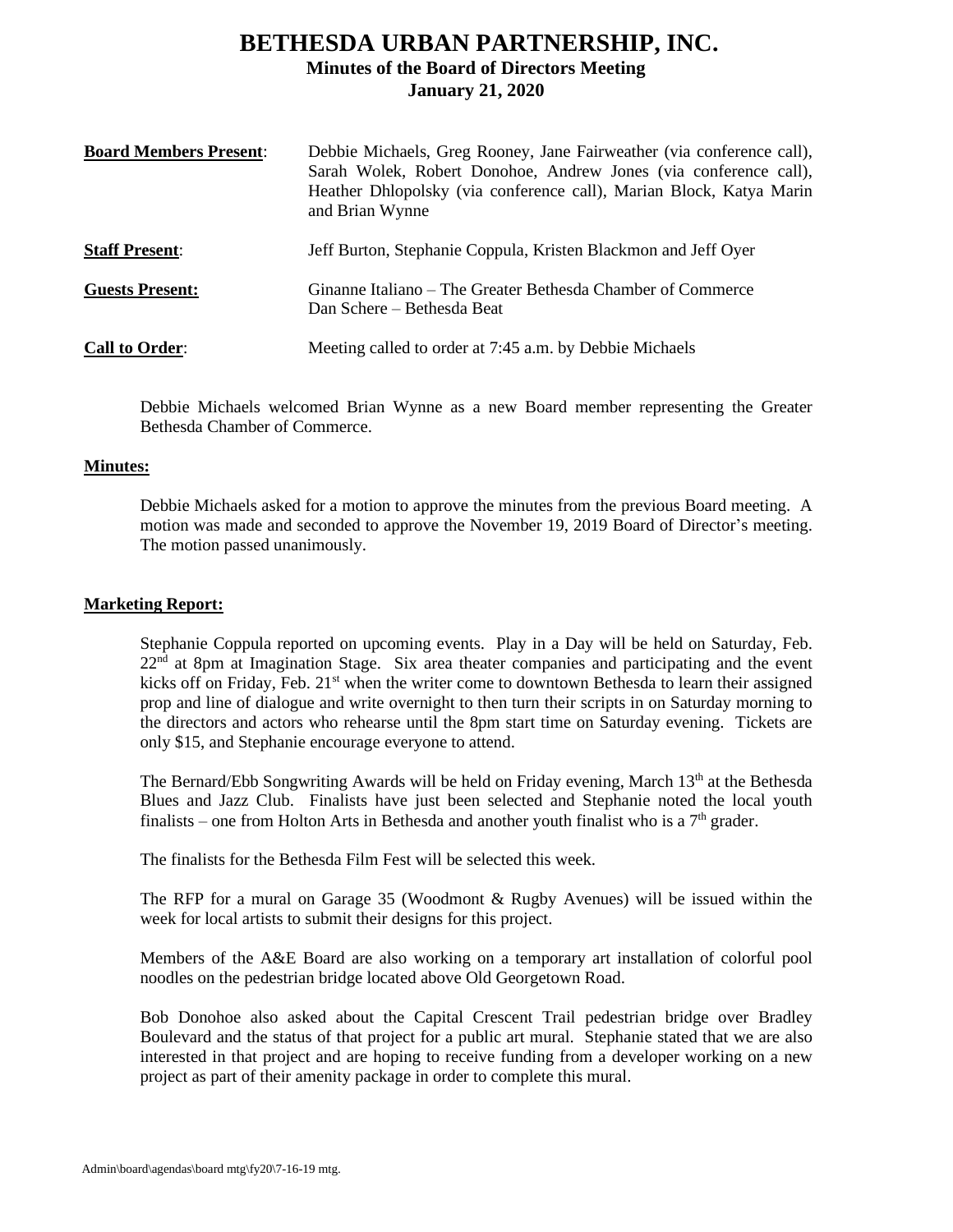# BETHESDA URBAN PARTNERSHIP, INC.

## Minutes of the Board of Directors Meeting
## January 21, 2020

**Board Members Present**: Debbie Michaels, Greg Rooney, Jane Fairweather (via conference call), Sarah Wolek, Robert Donohoe, Andrew Jones (via conference call), Heather Dhlopolsky (via conference call), Marian Block, Katya Marin and Brian Wynne

**Staff Present**: Jeff Burton, Stephanie Coppula, Kristen Blackmon and Jeff Oyer

**Guests Present:** Ginanne Italiano – The Greater Bethesda Chamber of Commerce
Dan Schere – Bethesda Beat

**Call to Order**: Meeting called to order at 7:45 a.m. by Debbie Michaels

Debbie Michaels welcomed Brian Wynne as a new Board member representing the Greater Bethesda Chamber of Commerce.

**Minutes:**

Debbie Michaels asked for a motion to approve the minutes from the previous Board meeting. A motion was made and seconded to approve the November 19, 2019 Board of Director's meeting. The motion passed unanimously.

**Marketing Report:**

Stephanie Coppula reported on upcoming events. Play in a Day will be held on Saturday, Feb. 22nd at 8pm at Imagination Stage. Six area theater companies and participating and the event kicks off on Friday, Feb. 21st when the writer come to downtown Bethesda to learn their assigned prop and line of dialogue and write overnight to then turn their scripts in on Saturday morning to the directors and actors who rehearse until the 8pm start time on Saturday evening. Tickets are only $15, and Stephanie encourage everyone to attend.

The Bernard/Ebb Songwriting Awards will be held on Friday evening, March 13th at the Bethesda Blues and Jazz Club. Finalists have just been selected and Stephanie noted the local youth finalists – one from Holton Arts in Bethesda and another youth finalist who is a 7th grader.

The finalists for the Bethesda Film Fest will be selected this week.

The RFP for a mural on Garage 35 (Woodmont & Rugby Avenues) will be issued within the week for local artists to submit their designs for this project.

Members of the A&E Board are also working on a temporary art installation of colorful pool noodles on the pedestrian bridge located above Old Georgetown Road.

Bob Donohoe also asked about the Capital Crescent Trail pedestrian bridge over Bradley Boulevard and the status of that project for a public art mural. Stephanie stated that we are also interested in that project and are hoping to receive funding from a developer working on a new project as part of their amenity package in order to complete this mural.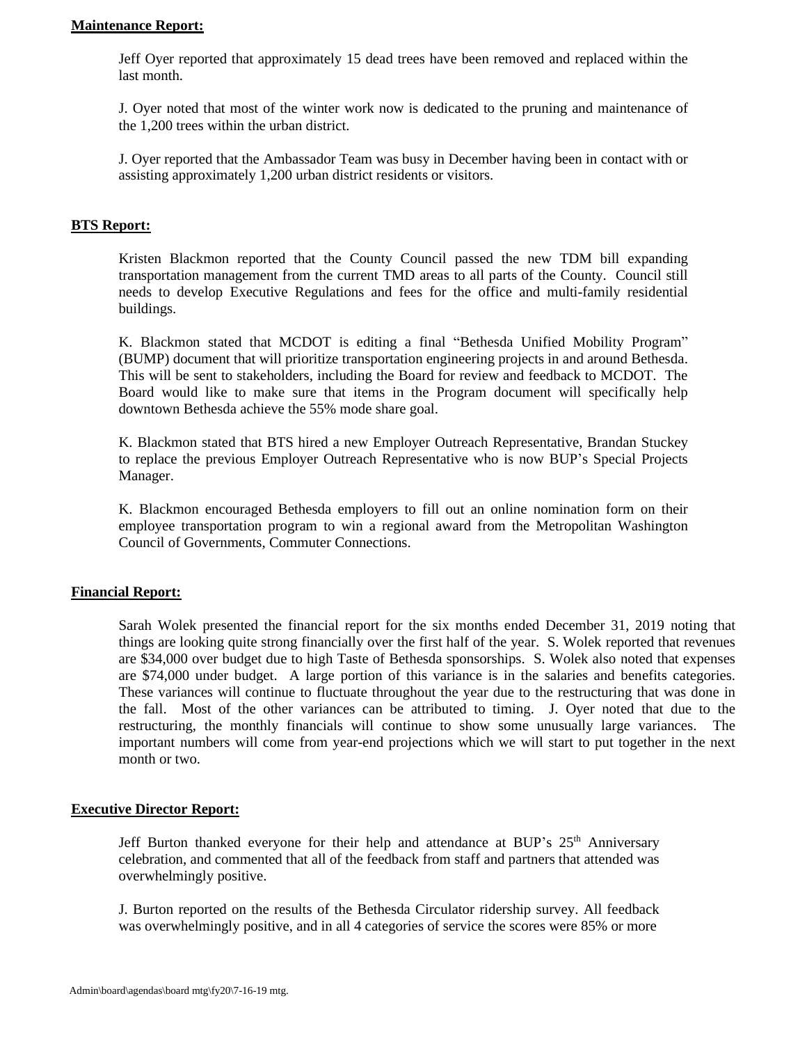**Maintenance Report:**

Jeff Oyer reported that approximately 15 dead trees have been removed and replaced within the last month.

J. Oyer noted that most of the winter work now is dedicated to the pruning and maintenance of the 1,200 trees within the urban district.

J. Oyer reported that the Ambassador Team was busy in December having been in contact with or assisting approximately 1,200 urban district residents or visitors.

**BTS Report:**

Kristen Blackmon reported that the County Council passed the new TDM bill expanding transportation management from the current TMD areas to all parts of the County. Council still needs to develop Executive Regulations and fees for the office and multi-family residential buildings.

K. Blackmon stated that MCDOT is editing a final "Bethesda Unified Mobility Program" (BUMP) document that will prioritize transportation engineering projects in and around Bethesda. This will be sent to stakeholders, including the Board for review and feedback to MCDOT. The Board would like to make sure that items in the Program document will specifically help downtown Bethesda achieve the 55% mode share goal.

K. Blackmon stated that BTS hired a new Employer Outreach Representative, Brandan Stuckey to replace the previous Employer Outreach Representative who is now BUP's Special Projects Manager.

K. Blackmon encouraged Bethesda employers to fill out an online nomination form on their employee transportation program to win a regional award from the Metropolitan Washington Council of Governments, Commuter Connections.

**Financial Report:**

Sarah Wolek presented the financial report for the six months ended December 31, 2019 noting that things are looking quite strong financially over the first half of the year. S. Wolek reported that revenues are $34,000 over budget due to high Taste of Bethesda sponsorships. S. Wolek also noted that expenses are $74,000 under budget. A large portion of this variance is in the salaries and benefits categories. These variances will continue to fluctuate throughout the year due to the restructuring that was done in the fall. Most of the other variances can be attributed to timing. J. Oyer noted that due to the restructuring, the monthly financials will continue to show some unusually large variances. The important numbers will come from year-end projections which we will start to put together in the next month or two.

**Executive Director Report:**

Jeff Burton thanked everyone for their help and attendance at BUP's 25th Anniversary celebration, and commented that all of the feedback from staff and partners that attended was overwhelmingly positive.

J. Burton reported on the results of the Bethesda Circulator ridership survey. All feedback was overwhelmingly positive, and in all 4 categories of service the scores were 85% or more

Admin\board\agendas\board mtg\fy20\7-16-19 mtg.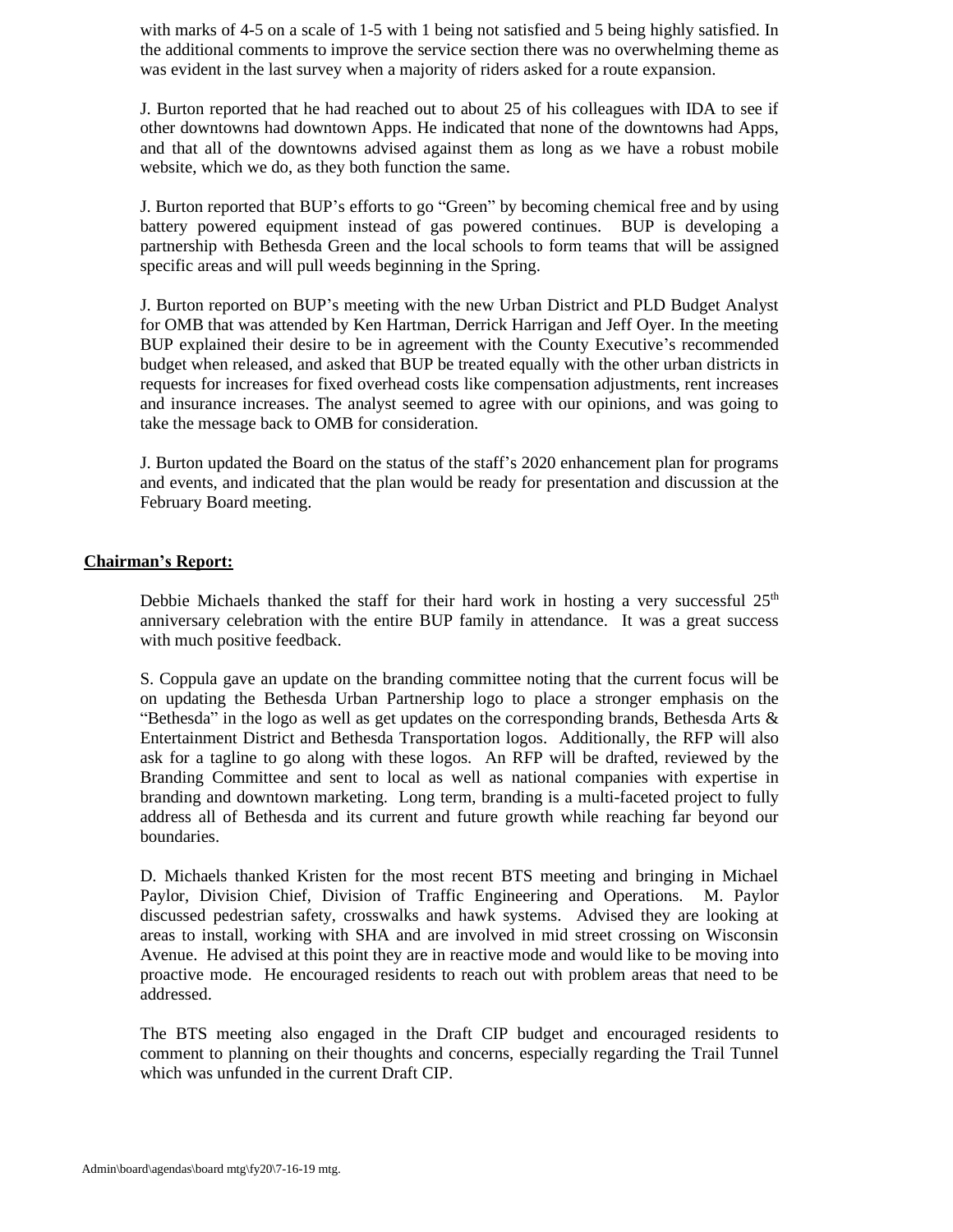with marks of 4-5 on a scale of 1-5 with 1 being not satisfied and 5 being highly satisfied. In the additional comments to improve the service section there was no overwhelming theme as was evident in the last survey when a majority of riders asked for a route expansion.

J. Burton reported that he had reached out to about 25 of his colleagues with IDA to see if other downtowns had downtown Apps. He indicated that none of the downtowns had Apps, and that all of the downtowns advised against them as long as we have a robust mobile website, which we do, as they both function the same.

J. Burton reported that BUP's efforts to go "Green" by becoming chemical free and by using battery powered equipment instead of gas powered continues. BUP is developing a partnership with Bethesda Green and the local schools to form teams that will be assigned specific areas and will pull weeds beginning in the Spring.

J. Burton reported on BUP's meeting with the new Urban District and PLD Budget Analyst for OMB that was attended by Ken Hartman, Derrick Harrigan and Jeff Oyer. In the meeting BUP explained their desire to be in agreement with the County Executive's recommended budget when released, and asked that BUP be treated equally with the other urban districts in requests for increases for fixed overhead costs like compensation adjustments, rent increases and insurance increases. The analyst seemed to agree with our opinions, and was going to take the message back to OMB for consideration.

J. Burton updated the Board on the status of the staff's 2020 enhancement plan for programs and events, and indicated that the plan would be ready for presentation and discussion at the February Board meeting.

**Chairman's Report:**

Debbie Michaels thanked the staff for their hard work in hosting a very successful 25th anniversary celebration with the entire BUP family in attendance. It was a great success with much positive feedback.

S. Coppula gave an update on the branding committee noting that the current focus will be on updating the Bethesda Urban Partnership logo to place a stronger emphasis on the "Bethesda" in the logo as well as get updates on the corresponding brands, Bethesda Arts & Entertainment District and Bethesda Transportation logos. Additionally, the RFP will also ask for a tagline to go along with these logos. An RFP will be drafted, reviewed by the Branding Committee and sent to local as well as national companies with expertise in branding and downtown marketing. Long term, branding is a multi-faceted project to fully address all of Bethesda and its current and future growth while reaching far beyond our boundaries.

D. Michaels thanked Kristen for the most recent BTS meeting and bringing in Michael Paylor, Division Chief, Division of Traffic Engineering and Operations. M. Paylor discussed pedestrian safety, crosswalks and hawk systems. Advised they are looking at areas to install, working with SHA and are involved in mid street crossing on Wisconsin Avenue. He advised at this point they are in reactive mode and would like to be moving into proactive mode. He encouraged residents to reach out with problem areas that need to be addressed.

The BTS meeting also engaged in the Draft CIP budget and encouraged residents to comment to planning on their thoughts and concerns, especially regarding the Trail Tunnel which was unfunded in the current Draft CIP.

Admin\board\agendas\board mtg\fy20\7-16-19 mtg.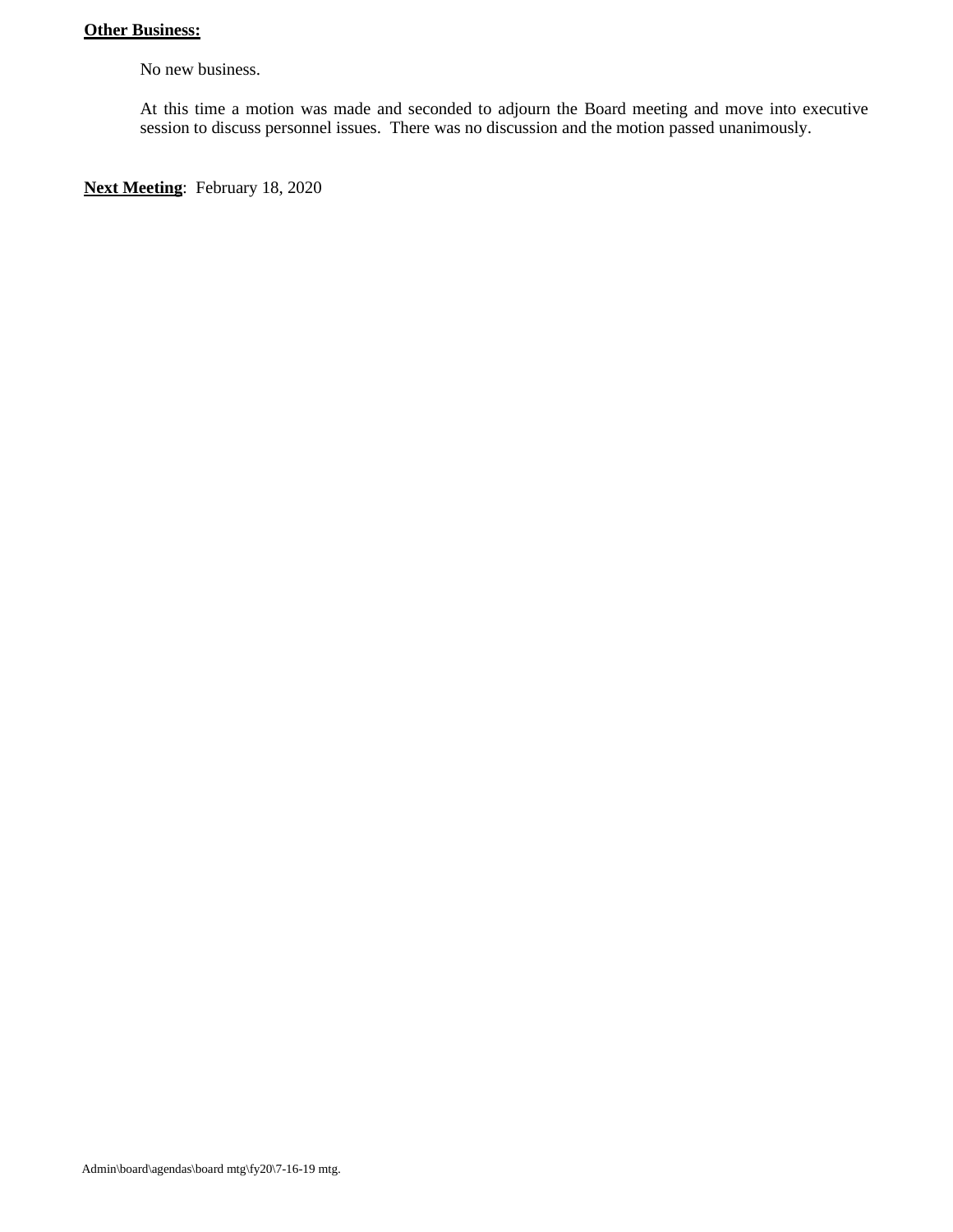**Other Business:**

No new business.

At this time a motion was made and seconded to adjourn the Board meeting and move into executive session to discuss personnel issues. There was no discussion and the motion passed unanimously.

**Next Meeting**: February 18, 2020

Admin\board\agendas\board mtg\fy20\7-16-19 mtg.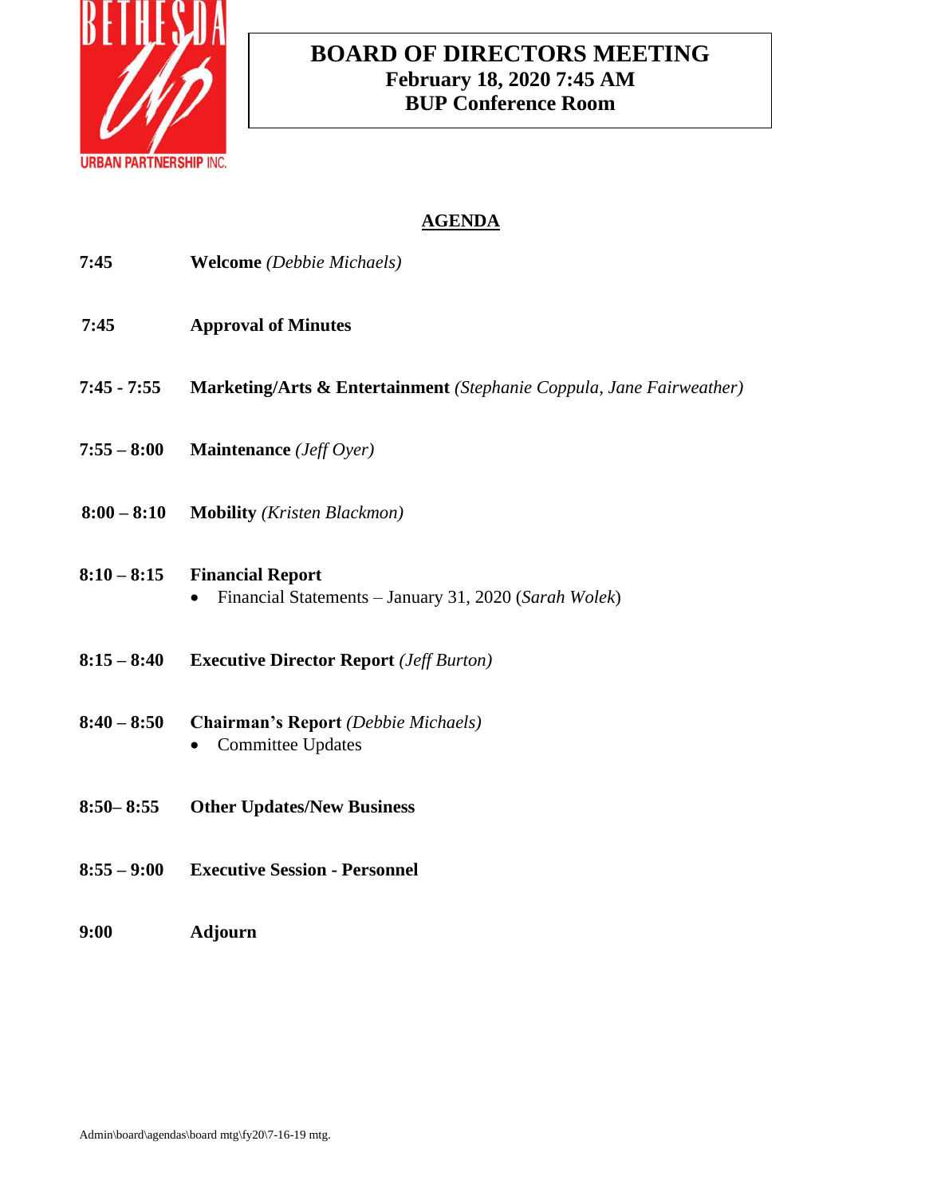# BOARD OF DIRECTORS MEETING
**February 18, 2020 7:45 AM**
**BUP Conference Room**

## AGENDA

| | |
|---|---|
| **7:45** | **Welcome** *(Debbie Michaels)* |
| **7:45** | **Approval of Minutes** |
| **7:45 - 7:55** | **Marketing/Arts & Entertainment** *(Stephanie Coppula, Jane Fairweather)* |
| **7:55 – 8:00** | **Maintenance** *(Jeff Oyer)* |
| **8:00 – 8:10** | **Mobility** *(Kristen Blackmon)* |
| **8:10 – 8:15** | **Financial Report**<br>• Financial Statements – January 31, 2020 (*Sarah Wolek*) |
| **8:15 – 8:40** | **Executive Director Report** *(Jeff Burton)* |
| **8:40 – 8:50** | **Chairman's Report** *(Debbie Michaels)*<br>• Committee Updates |
| **8:50– 8:55** | **Other Updates/New Business** |
| **8:55 – 9:00** | **Executive Session - Personnel** |
| **9:00** | **Adjourn** |

Admin\board\agendas\board mtg\fy20\7-16-19 mtg.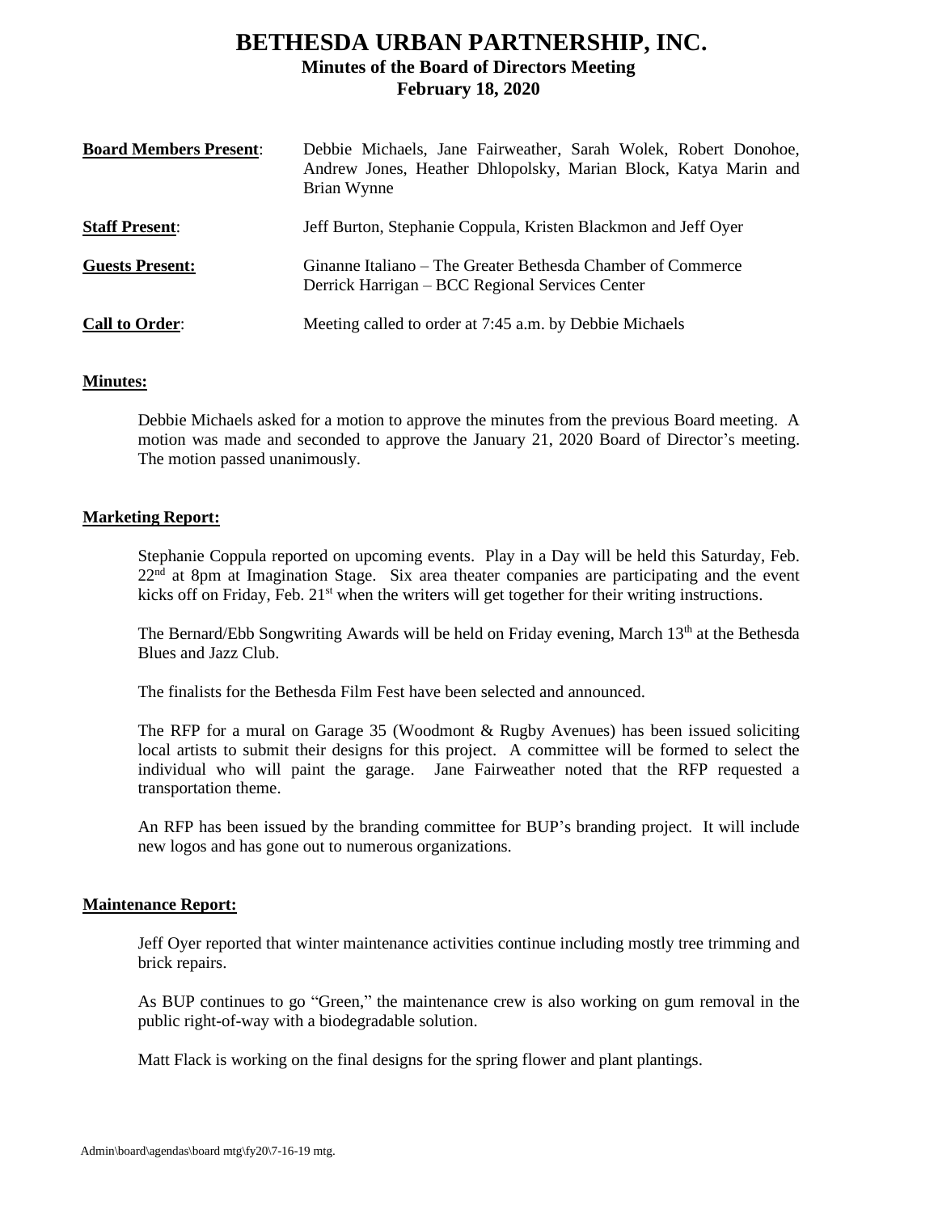# BETHESDA URBAN PARTNERSHIP, INC.

## Minutes of the Board of Directors Meeting
## February 18, 2020

| | |
|---|---|
| **Board Members Present**: | Debbie Michaels, Jane Fairweather, Sarah Wolek, Robert Donohoe, Andrew Jones, Heather Dhlopolsky, Marian Block, Katya Marin and Brian Wynne |
| **Staff Present**: | Jeff Burton, Stephanie Coppula, Kristen Blackmon and Jeff Oyer |
| **Guests Present:** | Ginanne Italiano – The Greater Bethesda Chamber of Commerce<br>Derrick Harrigan – BCC Regional Services Center |
| **Call to Order**: | Meeting called to order at 7:45 a.m. by Debbie Michaels |

**Minutes:**

Debbie Michaels asked for a motion to approve the minutes from the previous Board meeting. A motion was made and seconded to approve the January 21, 2020 Board of Director's meeting. The motion passed unanimously.

**Marketing Report:**

Stephanie Coppula reported on upcoming events. Play in a Day will be held this Saturday, Feb. 22nd at 8pm at Imagination Stage. Six area theater companies are participating and the event kicks off on Friday, Feb. 21st when the writers will get together for their writing instructions.

The Bernard/Ebb Songwriting Awards will be held on Friday evening, March 13th at the Bethesda Blues and Jazz Club.

The finalists for the Bethesda Film Fest have been selected and announced.

The RFP for a mural on Garage 35 (Woodmont & Rugby Avenues) has been issued soliciting local artists to submit their designs for this project. A committee will be formed to select the individual who will paint the garage. Jane Fairweather noted that the RFP requested a transportation theme.

An RFP has been issued by the branding committee for BUP's branding project. It will include new logos and has gone out to numerous organizations.

**Maintenance Report:**

Jeff Oyer reported that winter maintenance activities continue including mostly tree trimming and brick repairs.

As BUP continues to go "Green," the maintenance crew is also working on gum removal in the public right-of-way with a biodegradable solution.

Matt Flack is working on the final designs for the spring flower and plant plantings.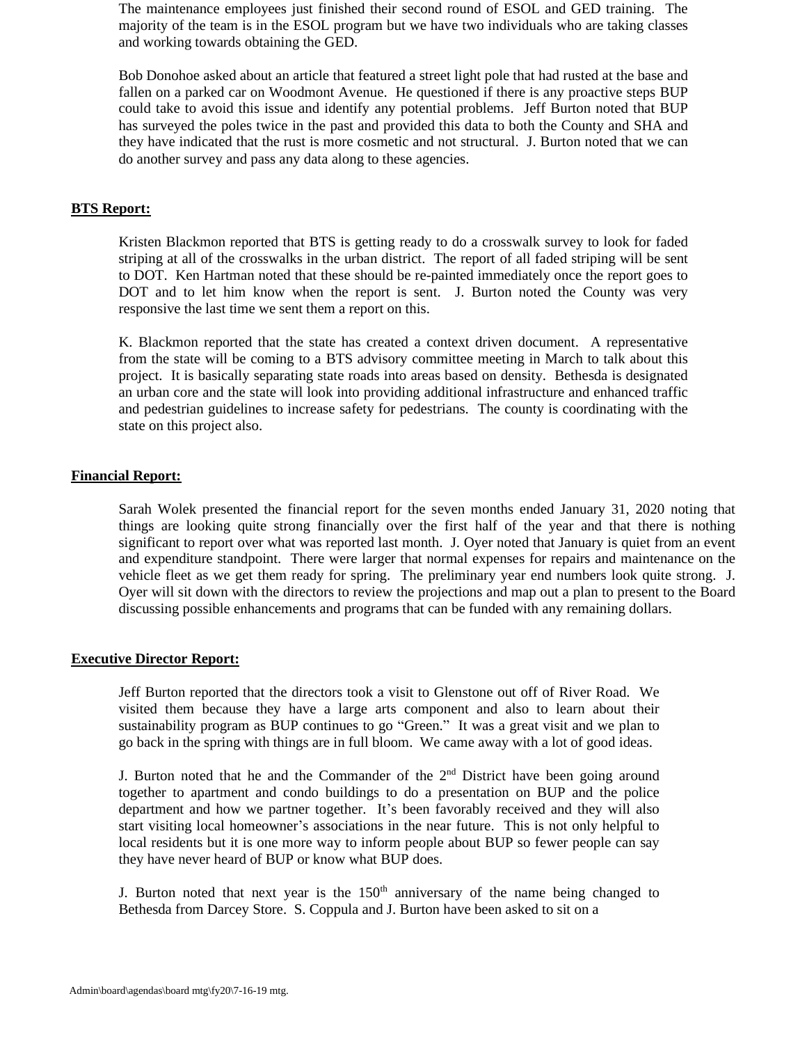The maintenance employees just finished their second round of ESOL and GED training. The majority of the team is in the ESOL program but we have two individuals who are taking classes and working towards obtaining the GED.

Bob Donohoe asked about an article that featured a street light pole that had rusted at the base and fallen on a parked car on Woodmont Avenue. He questioned if there is any proactive steps BUP could take to avoid this issue and identify any potential problems. Jeff Burton noted that BUP has surveyed the poles twice in the past and provided this data to both the County and SHA and they have indicated that the rust is more cosmetic and not structural. J. Burton noted that we can do another survey and pass any data along to these agencies.

**BTS Report:**

Kristen Blackmon reported that BTS is getting ready to do a crosswalk survey to look for faded striping at all of the crosswalks in the urban district. The report of all faded striping will be sent to DOT. Ken Hartman noted that these should be re-painted immediately once the report goes to DOT and to let him know when the report is sent. J. Burton noted the County was very responsive the last time we sent them a report on this.

K. Blackmon reported that the state has created a context driven document. A representative from the state will be coming to a BTS advisory committee meeting in March to talk about this project. It is basically separating state roads into areas based on density. Bethesda is designated an urban core and the state will look into providing additional infrastructure and enhanced traffic and pedestrian guidelines to increase safety for pedestrians. The county is coordinating with the state on this project also.

**Financial Report:**

Sarah Wolek presented the financial report for the seven months ended January 31, 2020 noting that things are looking quite strong financially over the first half of the year and that there is nothing significant to report over what was reported last month. J. Oyer noted that January is quiet from an event and expenditure standpoint. There were larger that normal expenses for repairs and maintenance on the vehicle fleet as we get them ready for spring. The preliminary year end numbers look quite strong. J. Oyer will sit down with the directors to review the projections and map out a plan to present to the Board discussing possible enhancements and programs that can be funded with any remaining dollars.

**Executive Director Report:**

Jeff Burton reported that the directors took a visit to Glenstone out off of River Road. We visited them because they have a large arts component and also to learn about their sustainability program as BUP continues to go "Green." It was a great visit and we plan to go back in the spring with things are in full bloom. We came away with a lot of good ideas.

J. Burton noted that he and the Commander of the 2nd District have been going around together to apartment and condo buildings to do a presentation on BUP and the police department and how we partner together. It's been favorably received and they will also start visiting local homeowner's associations in the near future. This is not only helpful to local residents but it is one more way to inform people about BUP so fewer people can say they have never heard of BUP or know what BUP does.

J. Burton noted that next year is the 150th anniversary of the name being changed to Bethesda from Darcey Store. S. Coppula and J. Burton have been asked to sit on a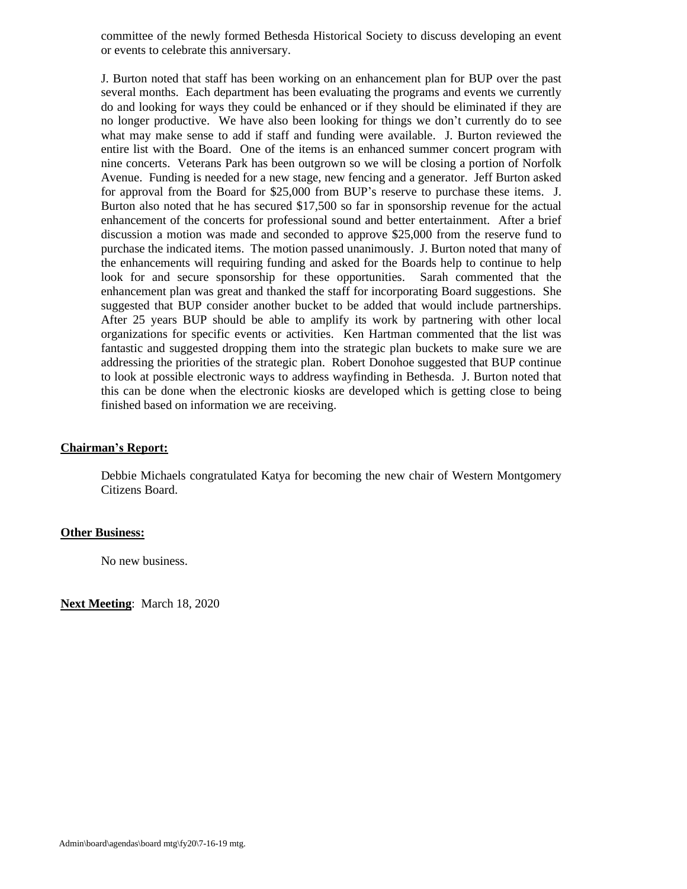committee of the newly formed Bethesda Historical Society to discuss developing an event or events to celebrate this anniversary.

J. Burton noted that staff has been working on an enhancement plan for BUP over the past several months. Each department has been evaluating the programs and events we currently do and looking for ways they could be enhanced or if they should be eliminated if they are no longer productive. We have also been looking for things we don't currently do to see what may make sense to add if staff and funding were available. J. Burton reviewed the entire list with the Board. One of the items is an enhanced summer concert program with nine concerts. Veterans Park has been outgrown so we will be closing a portion of Norfolk Avenue. Funding is needed for a new stage, new fencing and a generator. Jeff Burton asked for approval from the Board for $25,000 from BUP's reserve to purchase these items. J. Burton also noted that he has secured $17,500 so far in sponsorship revenue for the actual enhancement of the concerts for professional sound and better entertainment. After a brief discussion a motion was made and seconded to approve $25,000 from the reserve fund to purchase the indicated items. The motion passed unanimously. J. Burton noted that many of the enhancements will requiring funding and asked for the Boards help to continue to help look for and secure sponsorship for these opportunities. Sarah commented that the enhancement plan was great and thanked the staff for incorporating Board suggestions. She suggested that BUP consider another bucket to be added that would include partnerships. After 25 years BUP should be able to amplify its work by partnering with other local organizations for specific events or activities. Ken Hartman commented that the list was fantastic and suggested dropping them into the strategic plan buckets to make sure we are addressing the priorities of the strategic plan. Robert Donohoe suggested that BUP continue to look at possible electronic ways to address wayfinding in Bethesda. J. Burton noted that this can be done when the electronic kiosks are developed which is getting close to being finished based on information we are receiving.

**Chairman's Report:**

Debbie Michaels congratulated Katya for becoming the new chair of Western Montgomery Citizens Board.

**Other Business:**

No new business.

**Next Meeting**: March 18, 2020

Admin\board\agendas\board mtg\fy20\7-16-19 mtg.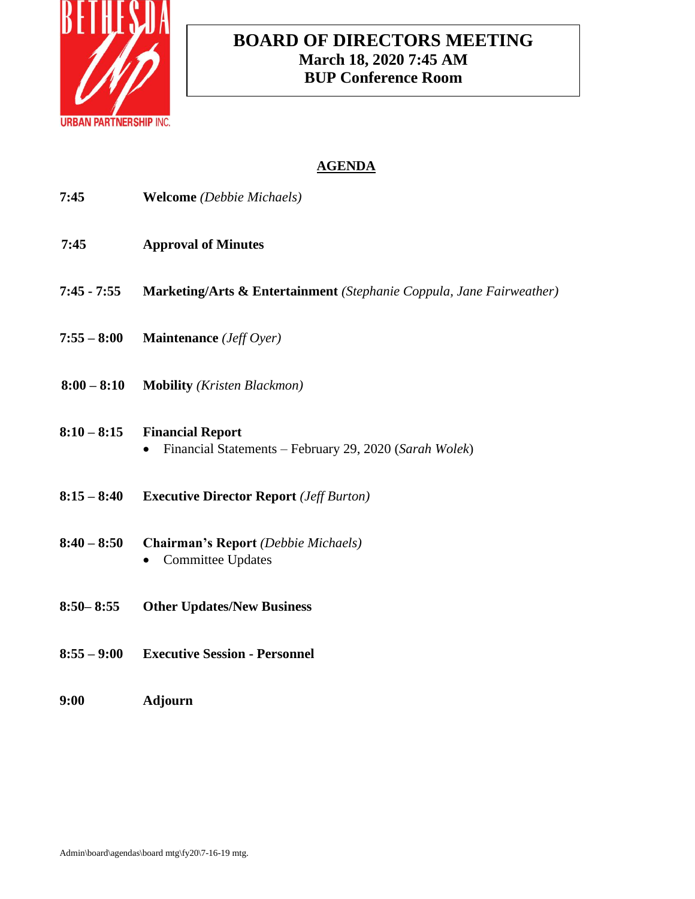BETHESDA
URBAN PARTNERSHIP INC.

# BOARD OF DIRECTORS MEETING
**March 18, 2020 7:45 AM**
**BUP Conference Room**

## AGENDA

**7:45** **Welcome** *(Debbie Michaels)*

**7:45** **Approval of Minutes**

**7:45 - 7:55** **Marketing/Arts & Entertainment** *(Stephanie Coppula, Jane Fairweather)*

**7:55 – 8:00** **Maintenance** *(Jeff Oyer)*

**8:00 – 8:10** **Mobility** *(Kristen Blackmon)*

**8:10 – 8:15** **Financial Report**
- Financial Statements – February 29, 2020 (*Sarah Wolek*)

**8:15 – 8:40** **Executive Director Report** *(Jeff Burton)*

**8:40 – 8:50** **Chairman's Report** *(Debbie Michaels)*
- Committee Updates

**8:50– 8:55** **Other Updates/New Business**

**8:55 – 9:00** **Executive Session - Personnel**

**9:00** **Adjourn**

Admin\board\agendas\board mtg\fy20\7-16-19 mtg.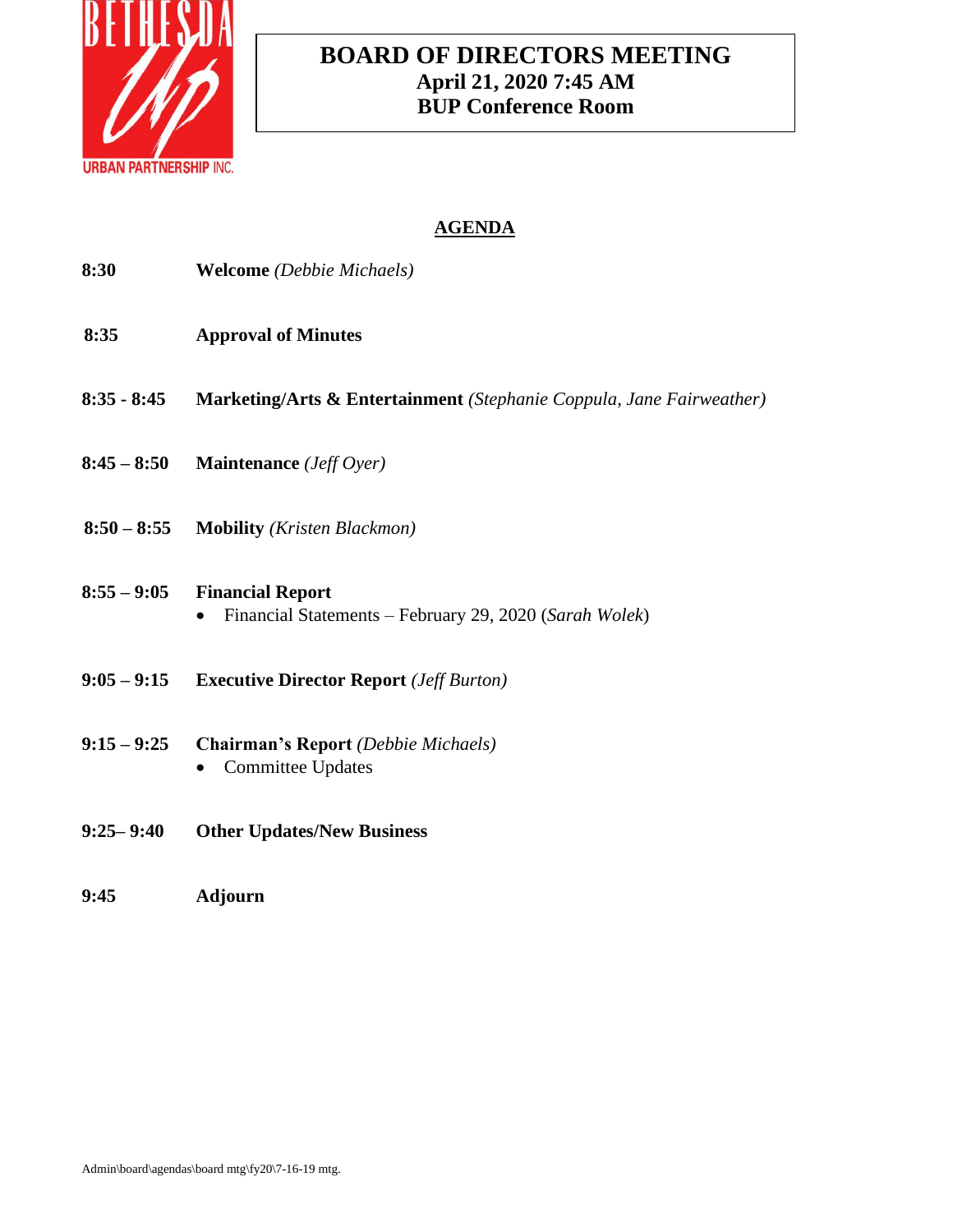BETHESDA Up URBAN PARTNERSHIP INC.

# BOARD OF DIRECTORS MEETING
**April 21, 2020 7:45 AM**
**BUP Conference Room**

## AGENDA

**8:30** **Welcome** *(Debbie Michaels)*

**8:35** **Approval of Minutes**

**8:35 - 8:45** **Marketing/Arts & Entertainment** *(Stephanie Coppula, Jane Fairweather)*

**8:45 – 8:50** **Maintenance** *(Jeff Oyer)*

**8:50 – 8:55** **Mobility** *(Kristen Blackmon)*

**8:55 – 9:05** **Financial Report**
- Financial Statements – February 29, 2020 (*Sarah Wolek*)

**9:05 – 9:15** **Executive Director Report** *(Jeff Burton)*

**9:15 – 9:25** **Chairman's Report** *(Debbie Michaels)*
- Committee Updates

**9:25– 9:40** **Other Updates/New Business**

**9:45** **Adjourn**

Admin\board\agendas\board mtg\fy20\7-16-19 mtg.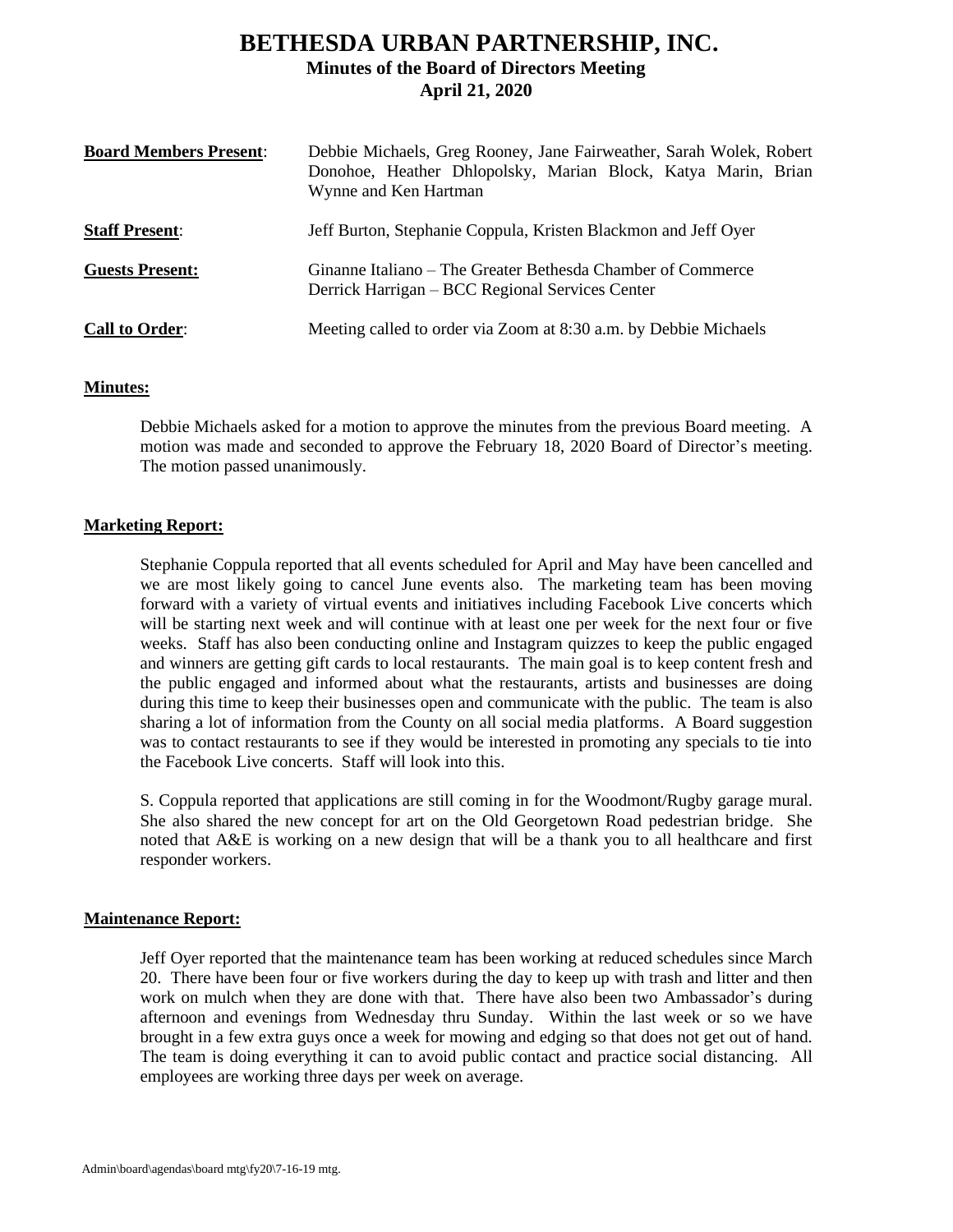# BETHESDA URBAN PARTNERSHIP, INC.

## Minutes of the Board of Directors Meeting

## April 21, 2020

**Board Members Present**: Debbie Michaels, Greg Rooney, Jane Fairweather, Sarah Wolek, Robert Donohoe, Heather Dhlopolsky, Marian Block, Katya Marin, Brian Wynne and Ken Hartman

**Staff Present**: Jeff Burton, Stephanie Coppula, Kristen Blackmon and Jeff Oyer

**Guests Present:** Ginanne Italiano – The Greater Bethesda Chamber of Commerce
Derrick Harrigan – BCC Regional Services Center

**Call to Order**: Meeting called to order via Zoom at 8:30 a.m. by Debbie Michaels

**Minutes:**

Debbie Michaels asked for a motion to approve the minutes from the previous Board meeting. A motion was made and seconded to approve the February 18, 2020 Board of Director's meeting. The motion passed unanimously.

**Marketing Report:**

Stephanie Coppula reported that all events scheduled for April and May have been cancelled and we are most likely going to cancel June events also. The marketing team has been moving forward with a variety of virtual events and initiatives including Facebook Live concerts which will be starting next week and will continue with at least one per week for the next four or five weeks. Staff has also been conducting online and Instagram quizzes to keep the public engaged and winners are getting gift cards to local restaurants. The main goal is to keep content fresh and the public engaged and informed about what the restaurants, artists and businesses are doing during this time to keep their businesses open and communicate with the public. The team is also sharing a lot of information from the County on all social media platforms. A Board suggestion was to contact restaurants to see if they would be interested in promoting any specials to tie into the Facebook Live concerts. Staff will look into this.

S. Coppula reported that applications are still coming in for the Woodmont/Rugby garage mural. She also shared the new concept for art on the Old Georgetown Road pedestrian bridge. She noted that A&E is working on a new design that will be a thank you to all healthcare and first responder workers.

**Maintenance Report:**

Jeff Oyer reported that the maintenance team has been working at reduced schedules since March 20. There have been four or five workers during the day to keep up with trash and litter and then work on mulch when they are done with that. There have also been two Ambassador's during afternoon and evenings from Wednesday thru Sunday. Within the last week or so we have brought in a few extra guys once a week for mowing and edging so that does not get out of hand. The team is doing everything it can to avoid public contact and practice social distancing. All employees are working three days per week on average.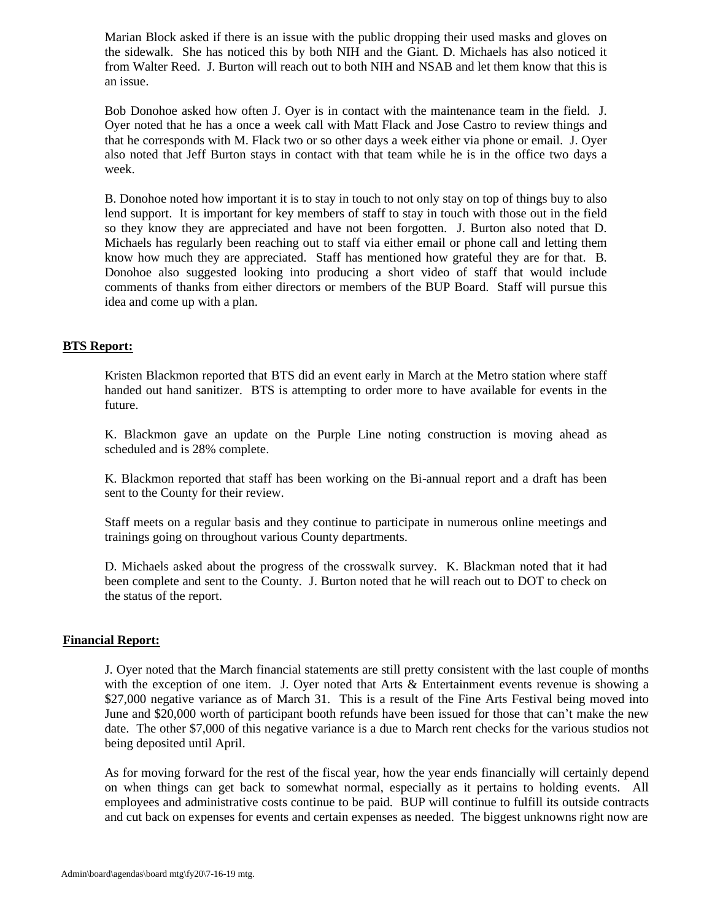Marian Block asked if there is an issue with the public dropping their used masks and gloves on the sidewalk. She has noticed this by both NIH and the Giant. D. Michaels has also noticed it from Walter Reed. J. Burton will reach out to both NIH and NSAB and let them know that this is an issue.

Bob Donohoe asked how often J. Oyer is in contact with the maintenance team in the field. J. Oyer noted that he has a once a week call with Matt Flack and Jose Castro to review things and that he corresponds with M. Flack two or so other days a week either via phone or email. J. Oyer also noted that Jeff Burton stays in contact with that team while he is in the office two days a week.

B. Donohoe noted how important it is to stay in touch to not only stay on top of things buy to also lend support. It is important for key members of staff to stay in touch with those out in the field so they know they are appreciated and have not been forgotten. J. Burton also noted that D. Michaels has regularly been reaching out to staff via either email or phone call and letting them know how much they are appreciated. Staff has mentioned how grateful they are for that. B. Donohoe also suggested looking into producing a short video of staff that would include comments of thanks from either directors or members of the BUP Board. Staff will pursue this idea and come up with a plan.

**BTS Report:**

Kristen Blackmon reported that BTS did an event early in March at the Metro station where staff handed out hand sanitizer. BTS is attempting to order more to have available for events in the future.

K. Blackmon gave an update on the Purple Line noting construction is moving ahead as scheduled and is 28% complete.

K. Blackmon reported that staff has been working on the Bi-annual report and a draft has been sent to the County for their review.

Staff meets on a regular basis and they continue to participate in numerous online meetings and trainings going on throughout various County departments.

D. Michaels asked about the progress of the crosswalk survey. K. Blackman noted that it had been complete and sent to the County. J. Burton noted that he will reach out to DOT to check on the status of the report.

**Financial Report:**

J. Oyer noted that the March financial statements are still pretty consistent with the last couple of months with the exception of one item. J. Oyer noted that Arts & Entertainment events revenue is showing a $27,000 negative variance as of March 31. This is a result of the Fine Arts Festival being moved into June and $20,000 worth of participant booth refunds have been issued for those that can't make the new date. The other $7,000 of this negative variance is a due to March rent checks for the various studios not being deposited until April.

As for moving forward for the rest of the fiscal year, how the year ends financially will certainly depend on when things can get back to somewhat normal, especially as it pertains to holding events. All employees and administrative costs continue to be paid. BUP will continue to fulfill its outside contracts and cut back on expenses for events and certain expenses as needed. The biggest unknowns right now are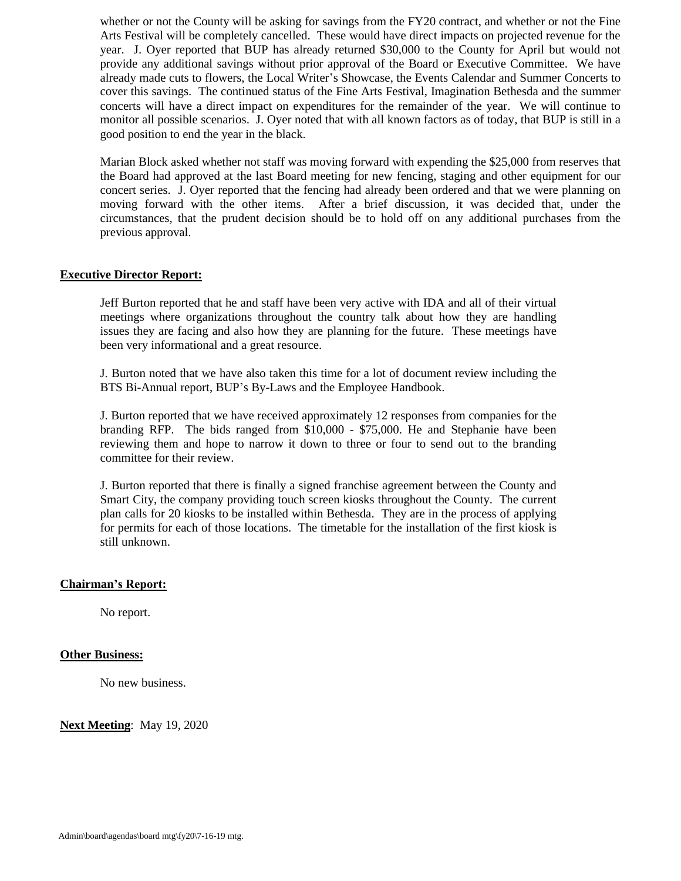whether or not the County will be asking for savings from the FY20 contract, and whether or not the Fine Arts Festival will be completely cancelled. These would have direct impacts on projected revenue for the year. J. Oyer reported that BUP has already returned $30,000 to the County for April but would not provide any additional savings without prior approval of the Board or Executive Committee. We have already made cuts to flowers, the Local Writer's Showcase, the Events Calendar and Summer Concerts to cover this savings. The continued status of the Fine Arts Festival, Imagination Bethesda and the summer concerts will have a direct impact on expenditures for the remainder of the year. We will continue to monitor all possible scenarios. J. Oyer noted that with all known factors as of today, that BUP is still in a good position to end the year in the black.

Marian Block asked whether not staff was moving forward with expending the $25,000 from reserves that the Board had approved at the last Board meeting for new fencing, staging and other equipment for our concert series. J. Oyer reported that the fencing had already been ordered and that we were planning on moving forward with the other items. After a brief discussion, it was decided that, under the circumstances, that the prudent decision should be to hold off on any additional purchases from the previous approval.

**Executive Director Report:**

Jeff Burton reported that he and staff have been very active with IDA and all of their virtual meetings where organizations throughout the country talk about how they are handling issues they are facing and also how they are planning for the future. These meetings have been very informational and a great resource.

J. Burton noted that we have also taken this time for a lot of document review including the BTS Bi-Annual report, BUP's By-Laws and the Employee Handbook.

J. Burton reported that we have received approximately 12 responses from companies for the branding RFP. The bids ranged from $10,000 - $75,000. He and Stephanie have been reviewing them and hope to narrow it down to three or four to send out to the branding committee for their review.

J. Burton reported that there is finally a signed franchise agreement between the County and Smart City, the company providing touch screen kiosks throughout the County. The current plan calls for 20 kiosks to be installed within Bethesda. They are in the process of applying for permits for each of those locations. The timetable for the installation of the first kiosk is still unknown.

**Chairman's Report:**

No report.

**Other Business:**

No new business.

**Next Meeting**: May 19, 2020

Admin\board\agendas\board mtg\fy20\7-16-19 mtg.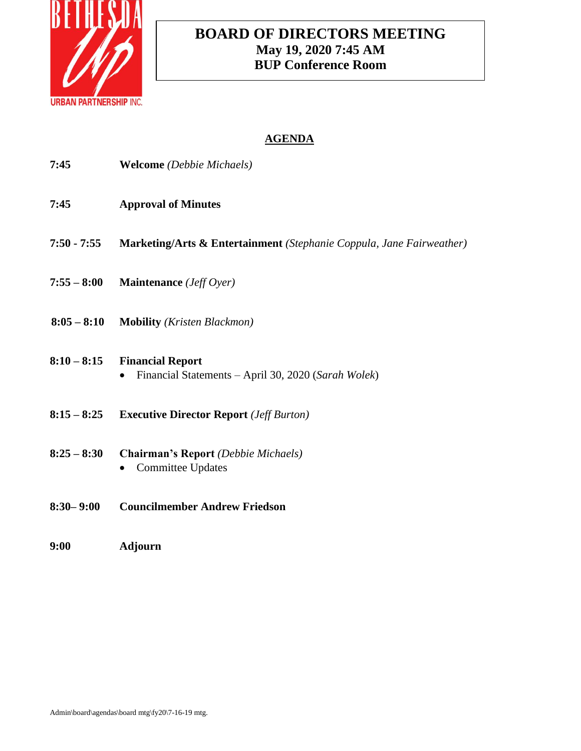BETHESDA Up
URBAN PARTNERSHIP INC.

# BOARD OF DIRECTORS MEETING
**May 19, 2020 7:45 AM**
**BUP Conference Room**

## AGENDA

**7:45** **Welcome** *(Debbie Michaels)*

**7:45** **Approval of Minutes**

**7:50 - 7:55** **Marketing/Arts & Entertainment** *(Stephanie Coppula, Jane Fairweather)*

**7:55 – 8:00** **Maintenance** *(Jeff Oyer)*

**8:05 – 8:10** **Mobility** *(Kristen Blackmon)*

**8:10 – 8:15** **Financial Report**
- Financial Statements – April 30, 2020 (*Sarah Wolek*)

**8:15 – 8:25** **Executive Director Report** *(Jeff Burton)*

**8:25 – 8:30** **Chairman's Report** *(Debbie Michaels)*
- Committee Updates

**8:30– 9:00** **Councilmember Andrew Friedson**

**9:00** **Adjourn**

Admin\board\agendas\board mtg\fy20\7-16-19 mtg.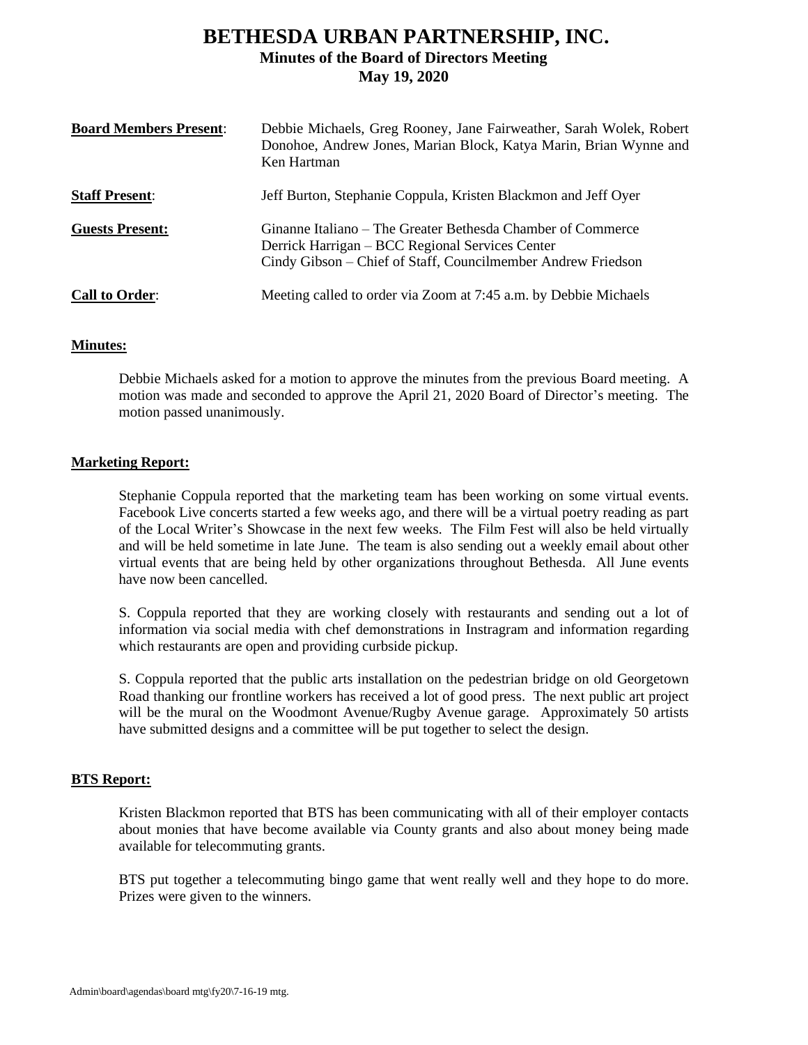# BETHESDA URBAN PARTNERSHIP, INC.

## Minutes of the Board of Directors Meeting
## May 19, 2020

**Board Members Present**: Debbie Michaels, Greg Rooney, Jane Fairweather, Sarah Wolek, Robert Donohoe, Andrew Jones, Marian Block, Katya Marin, Brian Wynne and Ken Hartman

**Staff Present**: Jeff Burton, Stephanie Coppula, Kristen Blackmon and Jeff Oyer

**Guests Present:** Ginanne Italiano – The Greater Bethesda Chamber of Commerce
Derrick Harrigan – BCC Regional Services Center
Cindy Gibson – Chief of Staff, Councilmember Andrew Friedson

**Call to Order**: Meeting called to order via Zoom at 7:45 a.m. by Debbie Michaels

**Minutes:**

Debbie Michaels asked for a motion to approve the minutes from the previous Board meeting. A motion was made and seconded to approve the April 21, 2020 Board of Director's meeting. The motion passed unanimously.

**Marketing Report:**

Stephanie Coppula reported that the marketing team has been working on some virtual events. Facebook Live concerts started a few weeks ago, and there will be a virtual poetry reading as part of the Local Writer's Showcase in the next few weeks. The Film Fest will also be held virtually and will be held sometime in late June. The team is also sending out a weekly email about other virtual events that are being held by other organizations throughout Bethesda. All June events have now been cancelled.

S. Coppula reported that they are working closely with restaurants and sending out a lot of information via social media with chef demonstrations in Instragram and information regarding which restaurants are open and providing curbside pickup.

S. Coppula reported that the public arts installation on the pedestrian bridge on old Georgetown Road thanking our frontline workers has received a lot of good press. The next public art project will be the mural on the Woodmont Avenue/Rugby Avenue garage. Approximately 50 artists have submitted designs and a committee will be put together to select the design.

**BTS Report:**

Kristen Blackmon reported that BTS has been communicating with all of their employer contacts about monies that have become available via County grants and also about money being made available for telecommuting grants.

BTS put together a telecommuting bingo game that went really well and they hope to do more. Prizes were given to the winners.

Admin\board\agendas\board mtg\fy20\7-16-19 mtg.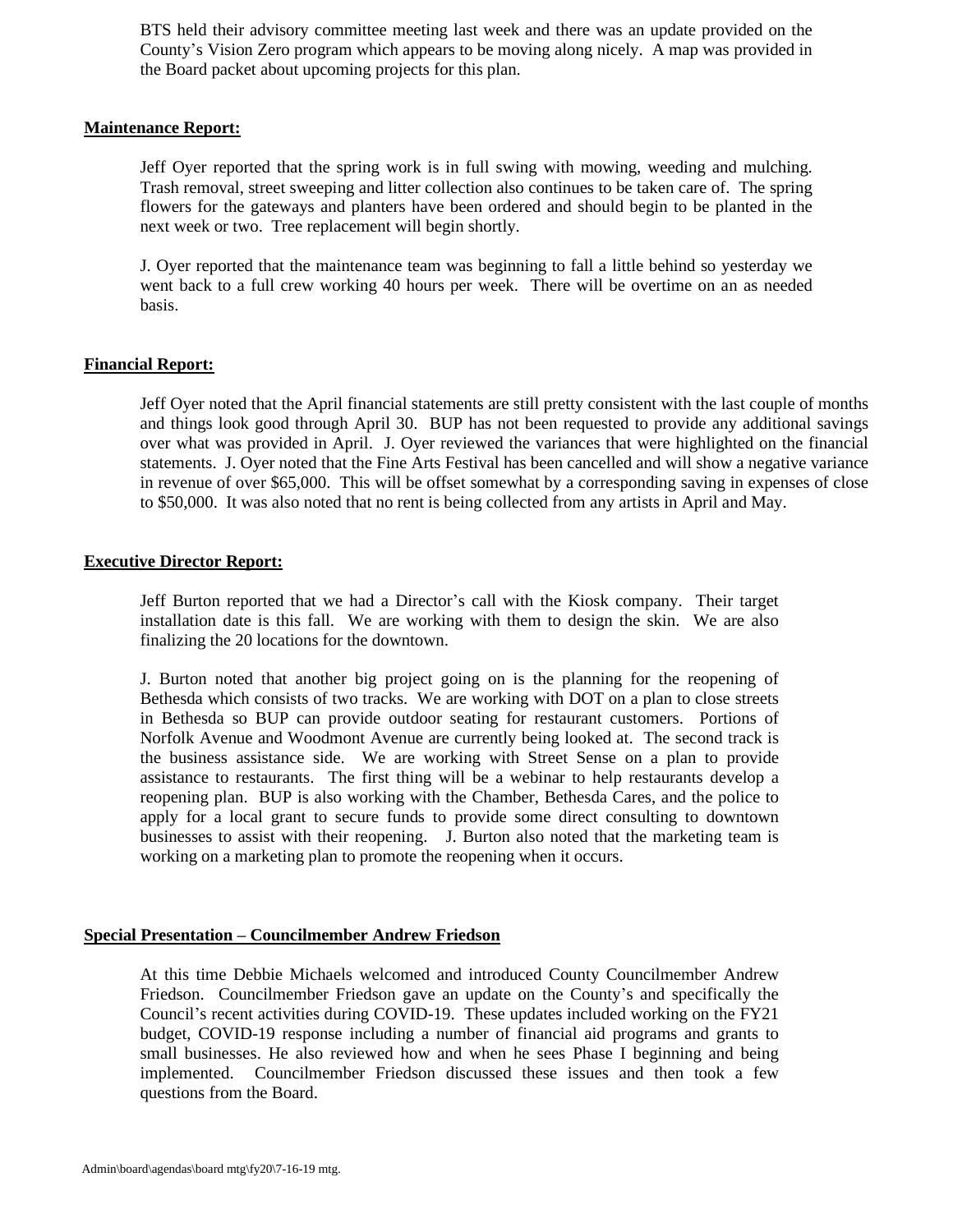BTS held their advisory committee meeting last week and there was an update provided on the County's Vision Zero program which appears to be moving along nicely. A map was provided in the Board packet about upcoming projects for this plan.

**Maintenance Report:**

Jeff Oyer reported that the spring work is in full swing with mowing, weeding and mulching. Trash removal, street sweeping and litter collection also continues to be taken care of. The spring flowers for the gateways and planters have been ordered and should begin to be planted in the next week or two. Tree replacement will begin shortly.

J. Oyer reported that the maintenance team was beginning to fall a little behind so yesterday we went back to a full crew working 40 hours per week. There will be overtime on an as needed basis.

**Financial Report:**

Jeff Oyer noted that the April financial statements are still pretty consistent with the last couple of months and things look good through April 30. BUP has not been requested to provide any additional savings over what was provided in April. J. Oyer reviewed the variances that were highlighted on the financial statements. J. Oyer noted that the Fine Arts Festival has been cancelled and will show a negative variance in revenue of over $65,000. This will be offset somewhat by a corresponding saving in expenses of close to $50,000. It was also noted that no rent is being collected from any artists in April and May.

**Executive Director Report:**

Jeff Burton reported that we had a Director's call with the Kiosk company. Their target installation date is this fall. We are working with them to design the skin. We are also finalizing the 20 locations for the downtown.

J. Burton noted that another big project going on is the planning for the reopening of Bethesda which consists of two tracks. We are working with DOT on a plan to close streets in Bethesda so BUP can provide outdoor seating for restaurant customers. Portions of Norfolk Avenue and Woodmont Avenue are currently being looked at. The second track is the business assistance side. We are working with Street Sense on a plan to provide assistance to restaurants. The first thing will be a webinar to help restaurants develop a reopening plan. BUP is also working with the Chamber, Bethesda Cares, and the police to apply for a local grant to secure funds to provide some direct consulting to downtown businesses to assist with their reopening. J. Burton also noted that the marketing team is working on a marketing plan to promote the reopening when it occurs.

**Special Presentation – Councilmember Andrew Friedson**

At this time Debbie Michaels welcomed and introduced County Councilmember Andrew Friedson. Councilmember Friedson gave an update on the County's and specifically the Council's recent activities during COVID-19. These updates included working on the FY21 budget, COVID-19 response including a number of financial aid programs and grants to small businesses. He also reviewed how and when he sees Phase I beginning and being implemented. Councilmember Friedson discussed these issues and then took a few questions from the Board.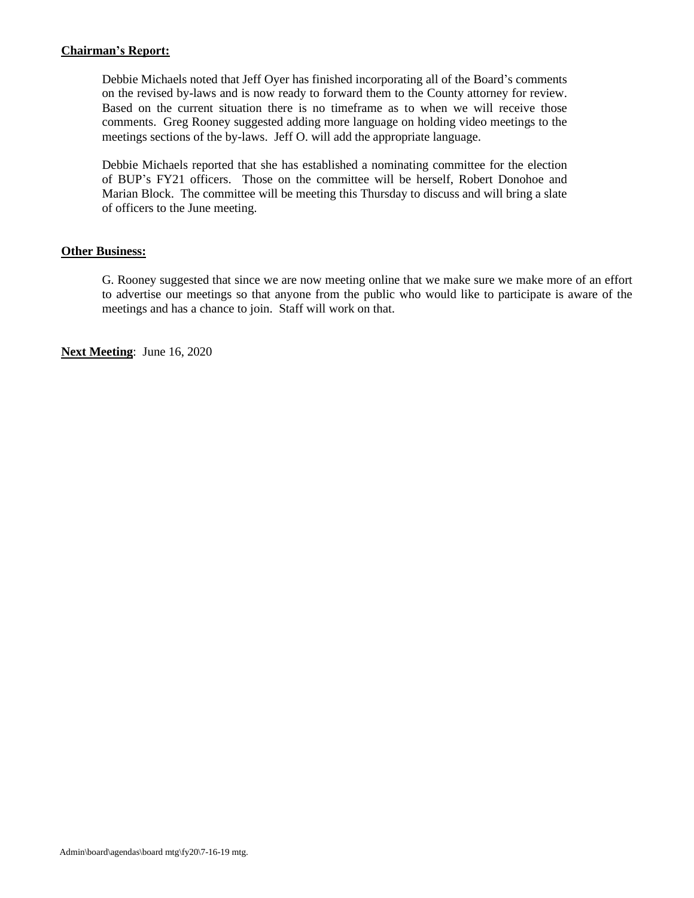**Chairman's Report:**

Debbie Michaels noted that Jeff Oyer has finished incorporating all of the Board's comments on the revised by-laws and is now ready to forward them to the County attorney for review. Based on the current situation there is no timeframe as to when we will receive those comments. Greg Rooney suggested adding more language on holding video meetings to the meetings sections of the by-laws. Jeff O. will add the appropriate language.

Debbie Michaels reported that she has established a nominating committee for the election of BUP's FY21 officers. Those on the committee will be herself, Robert Donohoe and Marian Block. The committee will be meeting this Thursday to discuss and will bring a slate of officers to the June meeting.

**Other Business:**

G. Rooney suggested that since we are now meeting online that we make sure we make more of an effort to advertise our meetings so that anyone from the public who would like to participate is aware of the meetings and has a chance to join. Staff will work on that.

**Next Meeting**: June 16, 2020

Admin\board\agendas\board mtg\fy20\7-16-19 mtg.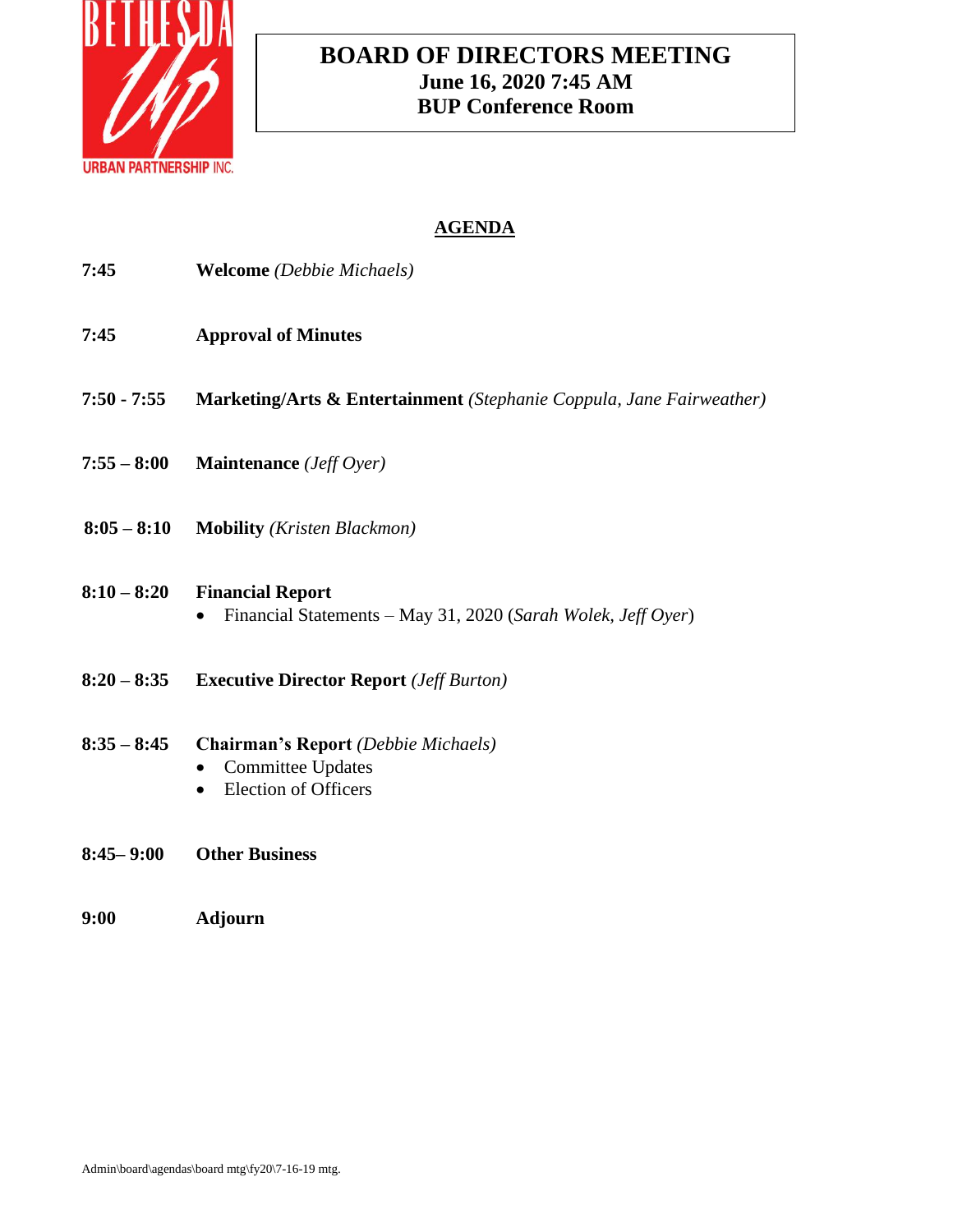BETHESDA Up URBAN PARTNERSHIP INC.

# BOARD OF DIRECTORS MEETING

**June 16, 2020 7:45 AM**
**BUP Conference Room**

## AGENDA

**7:45** **Welcome** *(Debbie Michaels)*

**7:45** **Approval of Minutes**

**7:50 - 7:55** **Marketing/Arts & Entertainment** *(Stephanie Coppula, Jane Fairweather)*

**7:55 – 8:00** **Maintenance** *(Jeff Oyer)*

**8:05 – 8:10** **Mobility** *(Kristen Blackmon)*

**8:10 – 8:20** **Financial Report**

- Financial Statements – May 31, 2020 (*Sarah Wolek, Jeff Oyer*)

**8:20 – 8:35** **Executive Director Report** *(Jeff Burton)*

**8:35 – 8:45** **Chairman's Report** *(Debbie Michaels)*

- Committee Updates
- Election of Officers

**8:45– 9:00** **Other Business**

**9:00** **Adjourn**

Admin\board\agendas\board mtg\fy20\7-16-19 mtg.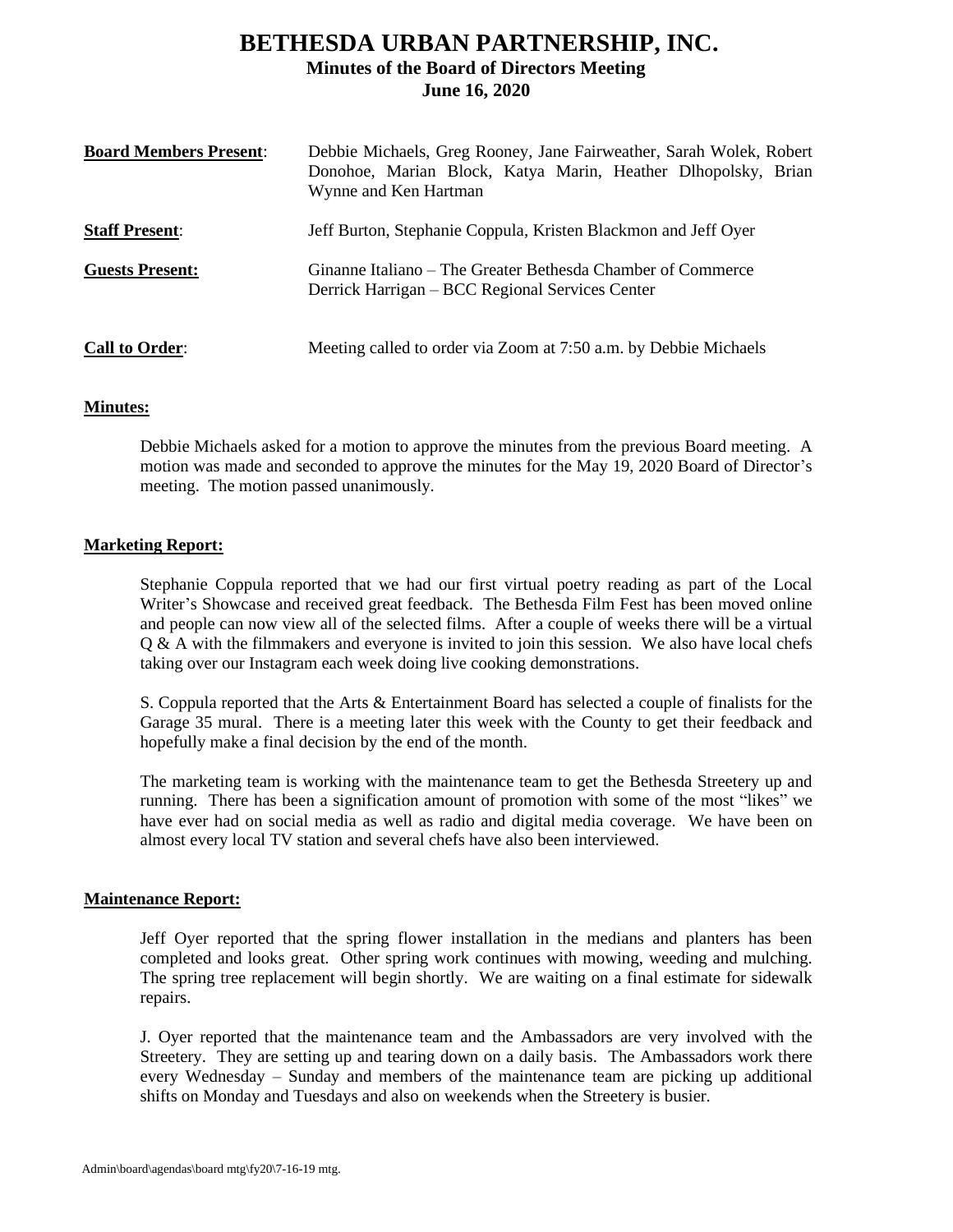# BETHESDA URBAN PARTNERSHIP, INC.

## Minutes of the Board of Directors Meeting

## June 16, 2020

| | |
|---|---|
| **Board Members Present**: | Debbie Michaels, Greg Rooney, Jane Fairweather, Sarah Wolek, Robert Donohoe, Marian Block, Katya Marin, Heather Dlhopolsky, Brian Wynne and Ken Hartman |
| **Staff Present**: | Jeff Burton, Stephanie Coppula, Kristen Blackmon and Jeff Oyer |
| **Guests Present:** | Ginanne Italiano – The Greater Bethesda Chamber of Commerce<br>Derrick Harrigan – BCC Regional Services Center |
| **Call to Order**: | Meeting called to order via Zoom at 7:50 a.m. by Debbie Michaels |

**Minutes:**

Debbie Michaels asked for a motion to approve the minutes from the previous Board meeting. A motion was made and seconded to approve the minutes for the May 19, 2020 Board of Director's meeting. The motion passed unanimously.

**Marketing Report:**

Stephanie Coppula reported that we had our first virtual poetry reading as part of the Local Writer's Showcase and received great feedback. The Bethesda Film Fest has been moved online and people can now view all of the selected films. After a couple of weeks there will be a virtual Q & A with the filmmakers and everyone is invited to join this session. We also have local chefs taking over our Instagram each week doing live cooking demonstrations.

S. Coppula reported that the Arts & Entertainment Board has selected a couple of finalists for the Garage 35 mural. There is a meeting later this week with the County to get their feedback and hopefully make a final decision by the end of the month.

The marketing team is working with the maintenance team to get the Bethesda Streetery up and running. There has been a signification amount of promotion with some of the most "likes" we have ever had on social media as well as radio and digital media coverage. We have been on almost every local TV station and several chefs have also been interviewed.

**Maintenance Report:**

Jeff Oyer reported that the spring flower installation in the medians and planters has been completed and looks great. Other spring work continues with mowing, weeding and mulching. The spring tree replacement will begin shortly. We are waiting on a final estimate for sidewalk repairs.

J. Oyer reported that the maintenance team and the Ambassadors are very involved with the Streetery. They are setting up and tearing down on a daily basis. The Ambassadors work there every Wednesday – Sunday and members of the maintenance team are picking up additional shifts on Monday and Tuesdays and also on weekends when the Streetery is busier.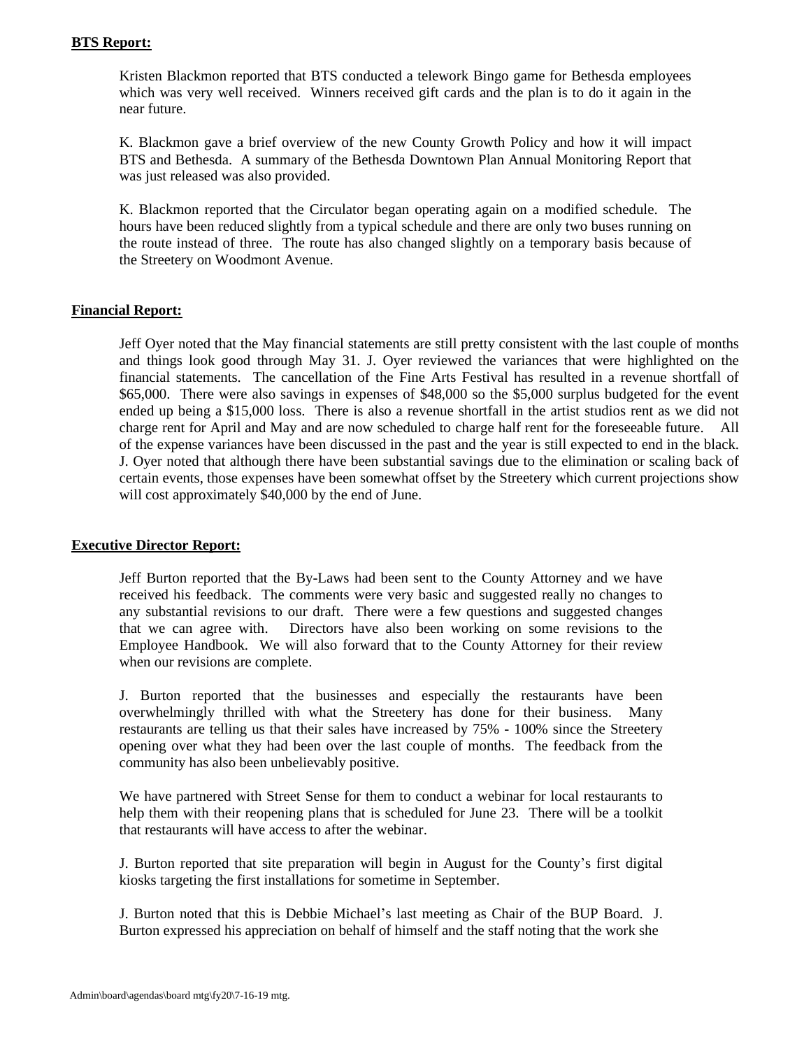**BTS Report:**

Kristen Blackmon reported that BTS conducted a telework Bingo game for Bethesda employees which was very well received. Winners received gift cards and the plan is to do it again in the near future.

K. Blackmon gave a brief overview of the new County Growth Policy and how it will impact BTS and Bethesda. A summary of the Bethesda Downtown Plan Annual Monitoring Report that was just released was also provided.

K. Blackmon reported that the Circulator began operating again on a modified schedule. The hours have been reduced slightly from a typical schedule and there are only two buses running on the route instead of three. The route has also changed slightly on a temporary basis because of the Streetery on Woodmont Avenue.

**Financial Report:**

Jeff Oyer noted that the May financial statements are still pretty consistent with the last couple of months and things look good through May 31. J. Oyer reviewed the variances that were highlighted on the financial statements. The cancellation of the Fine Arts Festival has resulted in a revenue shortfall of $65,000. There were also savings in expenses of $48,000 so the $5,000 surplus budgeted for the event ended up being a $15,000 loss. There is also a revenue shortfall in the artist studios rent as we did not charge rent for April and May and are now scheduled to charge half rent for the foreseeable future. All of the expense variances have been discussed in the past and the year is still expected to end in the black. J. Oyer noted that although there have been substantial savings due to the elimination or scaling back of certain events, those expenses have been somewhat offset by the Streetery which current projections show will cost approximately $40,000 by the end of June.

**Executive Director Report:**

Jeff Burton reported that the By-Laws had been sent to the County Attorney and we have received his feedback. The comments were very basic and suggested really no changes to any substantial revisions to our draft. There were a few questions and suggested changes that we can agree with. Directors have also been working on some revisions to the Employee Handbook. We will also forward that to the County Attorney for their review when our revisions are complete.

J. Burton reported that the businesses and especially the restaurants have been overwhelmingly thrilled with what the Streetery has done for their business. Many restaurants are telling us that their sales have increased by 75% - 100% since the Streetery opening over what they had been over the last couple of months. The feedback from the community has also been unbelievably positive.

We have partnered with Street Sense for them to conduct a webinar for local restaurants to help them with their reopening plans that is scheduled for June 23. There will be a toolkit that restaurants will have access to after the webinar.

J. Burton reported that site preparation will begin in August for the County's first digital kiosks targeting the first installations for sometime in September.

J. Burton noted that this is Debbie Michael's last meeting as Chair of the BUP Board. J. Burton expressed his appreciation on behalf of himself and the staff noting that the work she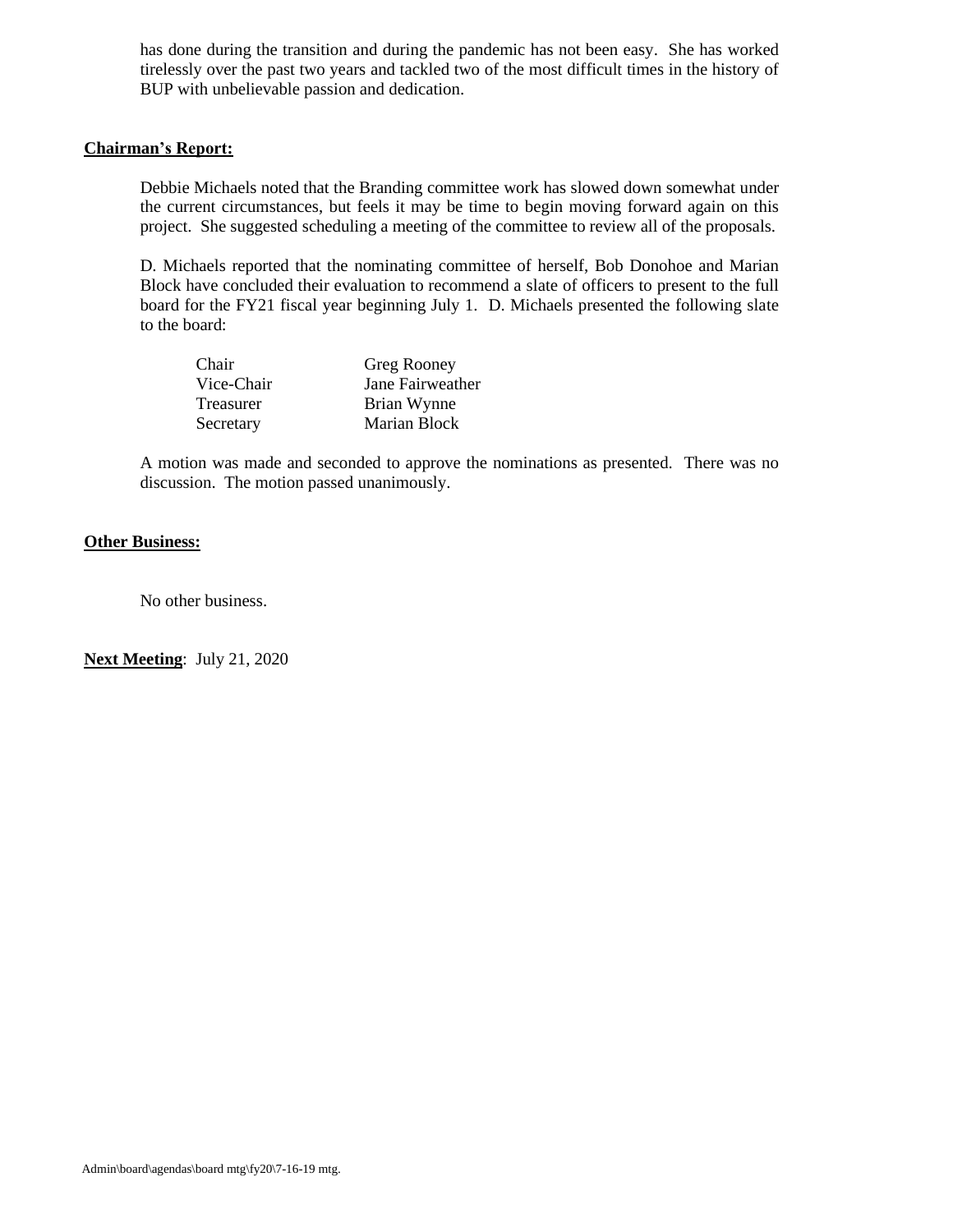has done during the transition and during the pandemic has not been easy. She has worked tirelessly over the past two years and tackled two of the most difficult times in the history of BUP with unbelievable passion and dedication.

**Chairman's Report:**

Debbie Michaels noted that the Branding committee work has slowed down somewhat under the current circumstances, but feels it may be time to begin moving forward again on this project. She suggested scheduling a meeting of the committee to review all of the proposals.

D. Michaels reported that the nominating committee of herself, Bob Donohoe and Marian Block have concluded their evaluation to recommend a slate of officers to present to the full board for the FY21 fiscal year beginning July 1. D. Michaels presented the following slate to the board:

| | |
|---|---|
| Chair | Greg Rooney |
| Vice-Chair | Jane Fairweather |
| Treasurer | Brian Wynne |
| Secretary | Marian Block |

A motion was made and seconded to approve the nominations as presented. There was no discussion. The motion passed unanimously.

**Other Business:**

No other business.

**Next Meeting**: July 21, 2020

Admin\board\agendas\board mtg\fy20\7-16-19 mtg.